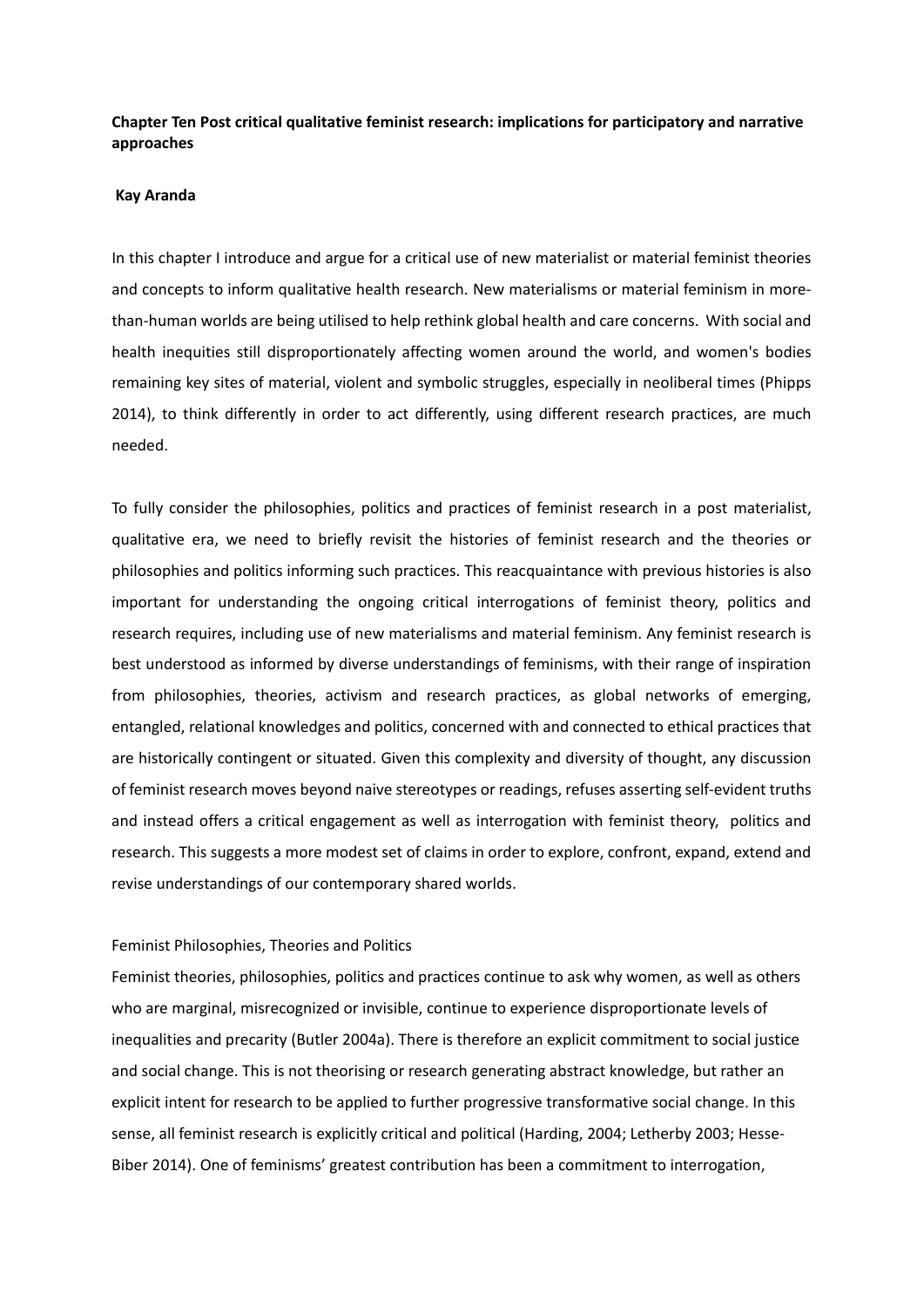**Chapter Ten Post critical qualitative feminist research: implications for participatory and narrative approaches**

**Kay Aranda**

In this chapter I introduce and argue for a critical use of new materialist or material feminist theories and concepts to inform qualitative health research. New materialisms or material feminism in more-than-human worlds are being utilised to help rethink global health and care concerns. With social and health inequities still disproportionately affecting women around the world, and women's bodies remaining key sites of material, violent and symbolic struggles, especially in neoliberal times (Phipps 2014), to think differently in order to act differently, using different research practices, are much needed.

To fully consider the philosophies, politics and practices of feminist research in a post materialist, qualitative era, we need to briefly revisit the histories of feminist research and the theories or philosophies and politics informing such practices. This reacquaintance with previous histories is also important for understanding the ongoing critical interrogations of feminist theory, politics and research requires, including use of new materialisms and material feminism. Any feminist research is best understood as informed by diverse understandings of feminisms, with their range of inspiration from philosophies, theories, activism and research practices, as global networks of emerging, entangled, relational knowledges and politics, concerned with and connected to ethical practices that are historically contingent or situated. Given this complexity and diversity of thought, any discussion of feminist research moves beyond naive stereotypes or readings, refuses asserting self-evident truths and instead offers a critical engagement as well as interrogation with feminist theory, politics and research. This suggests a more modest set of claims in order to explore, confront, expand, extend and revise understandings of our contemporary shared worlds.

## Feminist Philosophies, Theories and Politics

Feminist theories, philosophies, politics and practices continue to ask why women, as well as others who are marginal, misrecognized or invisible, continue to experience disproportionate levels of inequalities and precarity (Butler 2004a). There is therefore an explicit commitment to social justice and social change. This is not theorising or research generating abstract knowledge, but rather an explicit intent for research to be applied to further progressive transformative social change. In this sense, all feminist research is explicitly critical and political (Harding, 2004; Letherby 2003; Hesse-Biber 2014). One of feminisms' greatest contribution has been a commitment to interrogation,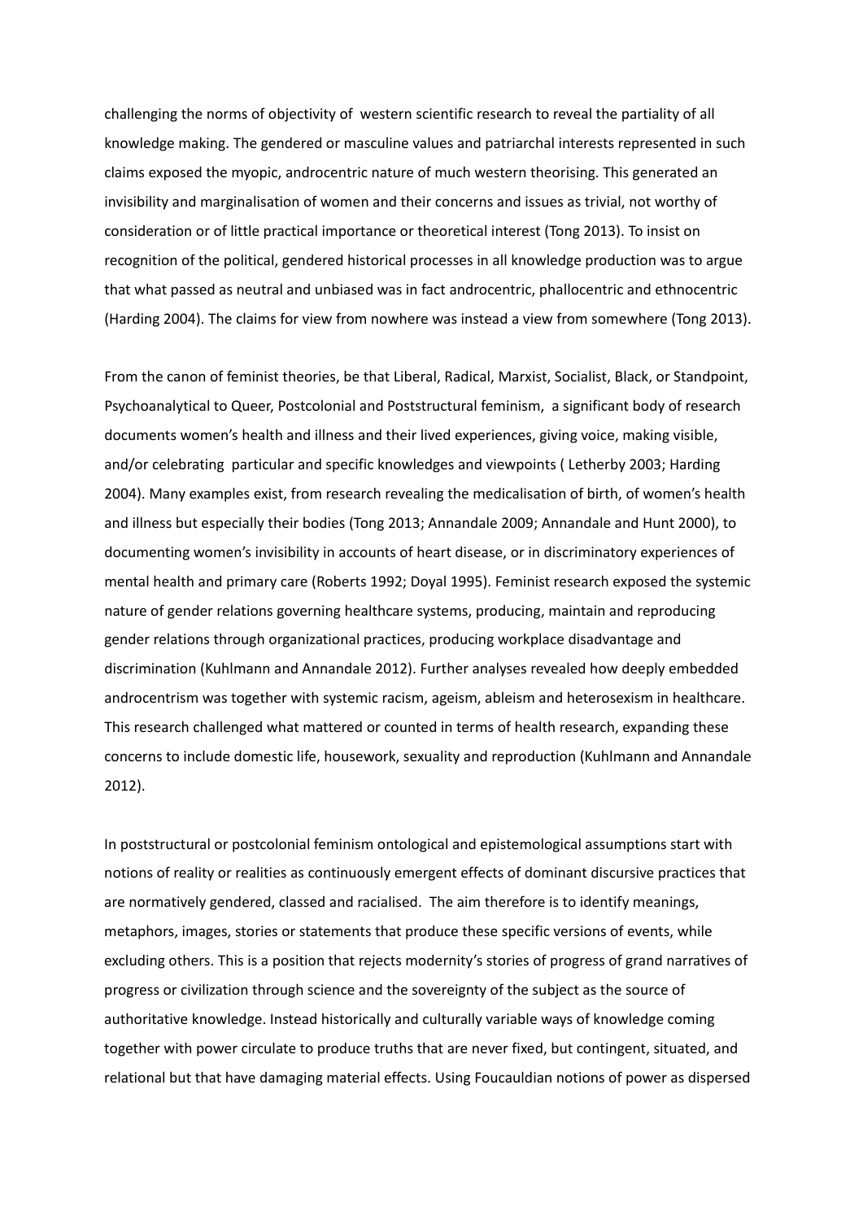challenging the norms of objectivity of western scientific research to reveal the partiality of all knowledge making. The gendered or masculine values and patriarchal interests represented in such claims exposed the myopic, androcentric nature of much western theorising. This generated an invisibility and marginalisation of women and their concerns and issues as trivial, not worthy of consideration or of little practical importance or theoretical interest (Tong 2013). To insist on recognition of the political, gendered historical processes in all knowledge production was to argue that what passed as neutral and unbiased was in fact androcentric, phallocentric and ethnocentric (Harding 2004). The claims for view from nowhere was instead a view from somewhere (Tong 2013).

From the canon of feminist theories, be that Liberal, Radical, Marxist, Socialist, Black, or Standpoint, Psychoanalytical to Queer, Postcolonial and Poststructural feminism, a significant body of research documents women's health and illness and their lived experiences, giving voice, making visible, and/or celebrating particular and specific knowledges and viewpoints ( Letherby 2003; Harding 2004). Many examples exist, from research revealing the medicalisation of birth, of women's health and illness but especially their bodies (Tong 2013; Annandale 2009; Annandale and Hunt 2000), to documenting women's invisibility in accounts of heart disease, or in discriminatory experiences of mental health and primary care (Roberts 1992; Doyal 1995). Feminist research exposed the systemic nature of gender relations governing healthcare systems, producing, maintain and reproducing gender relations through organizational practices, producing workplace disadvantage and discrimination (Kuhlmann and Annandale 2012). Further analyses revealed how deeply embedded androcentrism was together with systemic racism, ageism, ableism and heterosexism in healthcare. This research challenged what mattered or counted in terms of health research, expanding these concerns to include domestic life, housework, sexuality and reproduction (Kuhlmann and Annandale 2012).

In poststructural or postcolonial feminism ontological and epistemological assumptions start with notions of reality or realities as continuously emergent effects of dominant discursive practices that are normatively gendered, classed and racialised. The aim therefore is to identify meanings, metaphors, images, stories or statements that produce these specific versions of events, while excluding others. This is a position that rejects modernity's stories of progress of grand narratives of progress or civilization through science and the sovereignty of the subject as the source of authoritative knowledge. Instead historically and culturally variable ways of knowledge coming together with power circulate to produce truths that are never fixed, but contingent, situated, and relational but that have damaging material effects. Using Foucauldian notions of power as dispersed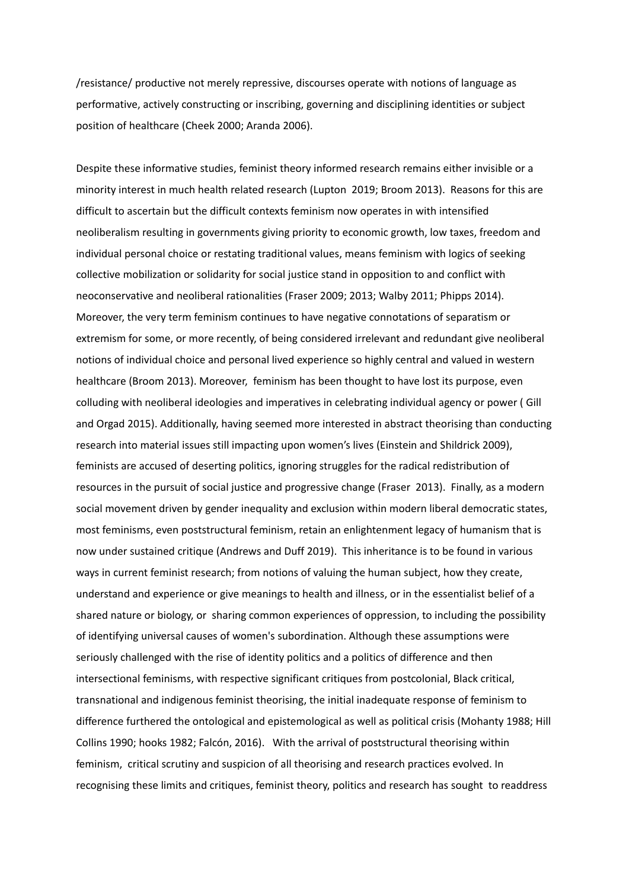/resistance/ productive not merely repressive, discourses operate with notions of language as performative, actively constructing or inscribing, governing and disciplining identities or subject position of healthcare (Cheek 2000; Aranda 2006).

Despite these informative studies, feminist theory informed research remains either invisible or a minority interest in much health related research (Lupton 2019; Broom 2013). Reasons for this are difficult to ascertain but the difficult contexts feminism now operates in with intensified neoliberalism resulting in governments giving priority to economic growth, low taxes, freedom and individual personal choice or restating traditional values, means feminism with logics of seeking collective mobilization or solidarity for social justice stand in opposition to and conflict with neoconservative and neoliberal rationalities (Fraser 2009; 2013; Walby 2011; Phipps 2014). Moreover, the very term feminism continues to have negative connotations of separatism or extremism for some, or more recently, of being considered irrelevant and redundant give neoliberal notions of individual choice and personal lived experience so highly central and valued in western healthcare (Broom 2013). Moreover, feminism has been thought to have lost its purpose, even colluding with neoliberal ideologies and imperatives in celebrating individual agency or power ( Gill and Orgad 2015). Additionally, having seemed more interested in abstract theorising than conducting research into material issues still impacting upon women's lives (Einstein and Shildrick 2009), feminists are accused of deserting politics, ignoring struggles for the radical redistribution of resources in the pursuit of social justice and progressive change (Fraser 2013). Finally, as a modern social movement driven by gender inequality and exclusion within modern liberal democratic states, most feminisms, even poststructural feminism, retain an enlightenment legacy of humanism that is now under sustained critique (Andrews and Duff 2019). This inheritance is to be found in various ways in current feminist research; from notions of valuing the human subject, how they create, understand and experience or give meanings to health and illness, or in the essentialist belief of a shared nature or biology, or sharing common experiences of oppression, to including the possibility of identifying universal causes of women's subordination. Although these assumptions were seriously challenged with the rise of identity politics and a politics of difference and then intersectional feminisms, with respective significant critiques from postcolonial, Black critical, transnational and indigenous feminist theorising, the initial inadequate response of feminism to difference furthered the ontological and epistemological as well as political crisis (Mohanty 1988; Hill Collins 1990; hooks 1982; Falcón, 2016). With the arrival of poststructural theorising within feminism, critical scrutiny and suspicion of all theorising and research practices evolved. In recognising these limits and critiques, feminist theory, politics and research has sought to readdress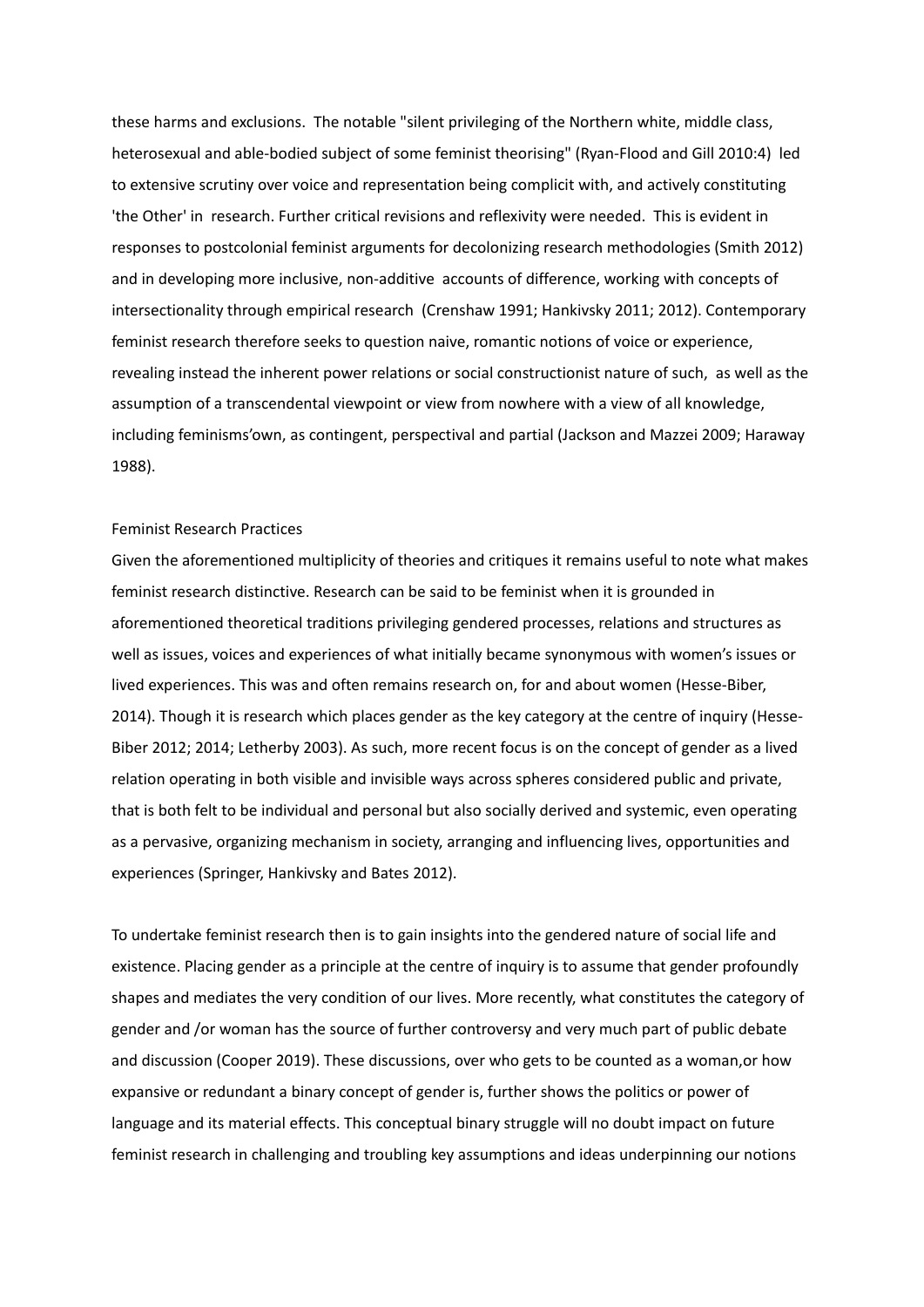these harms and exclusions. The notable "silent privileging of the Northern white, middle class, heterosexual and able-bodied subject of some feminist theorising" (Ryan-Flood and Gill 2010:4) led to extensive scrutiny over voice and representation being complicit with, and actively constituting 'the Other' in research. Further critical revisions and reflexivity were needed. This is evident in responses to postcolonial feminist arguments for decolonizing research methodologies (Smith 2012) and in developing more inclusive, non-additive accounts of difference, working with concepts of intersectionality through empirical research (Crenshaw 1991; Hankivsky 2011; 2012). Contemporary feminist research therefore seeks to question naive, romantic notions of voice or experience, revealing instead the inherent power relations or social constructionist nature of such, as well as the assumption of a transcendental viewpoint or view from nowhere with a view of all knowledge, including feminisms'own, as contingent, perspectival and partial (Jackson and Mazzei 2009; Haraway 1988).

## Feminist Research Practices

Given the aforementioned multiplicity of theories and critiques it remains useful to note what makes feminist research distinctive. Research can be said to be feminist when it is grounded in aforementioned theoretical traditions privileging gendered processes, relations and structures as well as issues, voices and experiences of what initially became synonymous with women's issues or lived experiences. This was and often remains research on, for and about women (Hesse-Biber, 2014). Though it is research which places gender as the key category at the centre of inquiry (Hesse-Biber 2012; 2014; Letherby 2003). As such, more recent focus is on the concept of gender as a lived relation operating in both visible and invisible ways across spheres considered public and private, that is both felt to be individual and personal but also socially derived and systemic, even operating as a pervasive, organizing mechanism in society, arranging and influencing lives, opportunities and experiences (Springer, Hankivsky and Bates 2012).

To undertake feminist research then is to gain insights into the gendered nature of social life and existence. Placing gender as a principle at the centre of inquiry is to assume that gender profoundly shapes and mediates the very condition of our lives. More recently, what constitutes the category of gender and /or woman has the source of further controversy and very much part of public debate and discussion (Cooper 2019). These discussions, over who gets to be counted as a woman,or how expansive or redundant a binary concept of gender is, further shows the politics or power of language and its material effects. This conceptual binary struggle will no doubt impact on future feminist research in challenging and troubling key assumptions and ideas underpinning our notions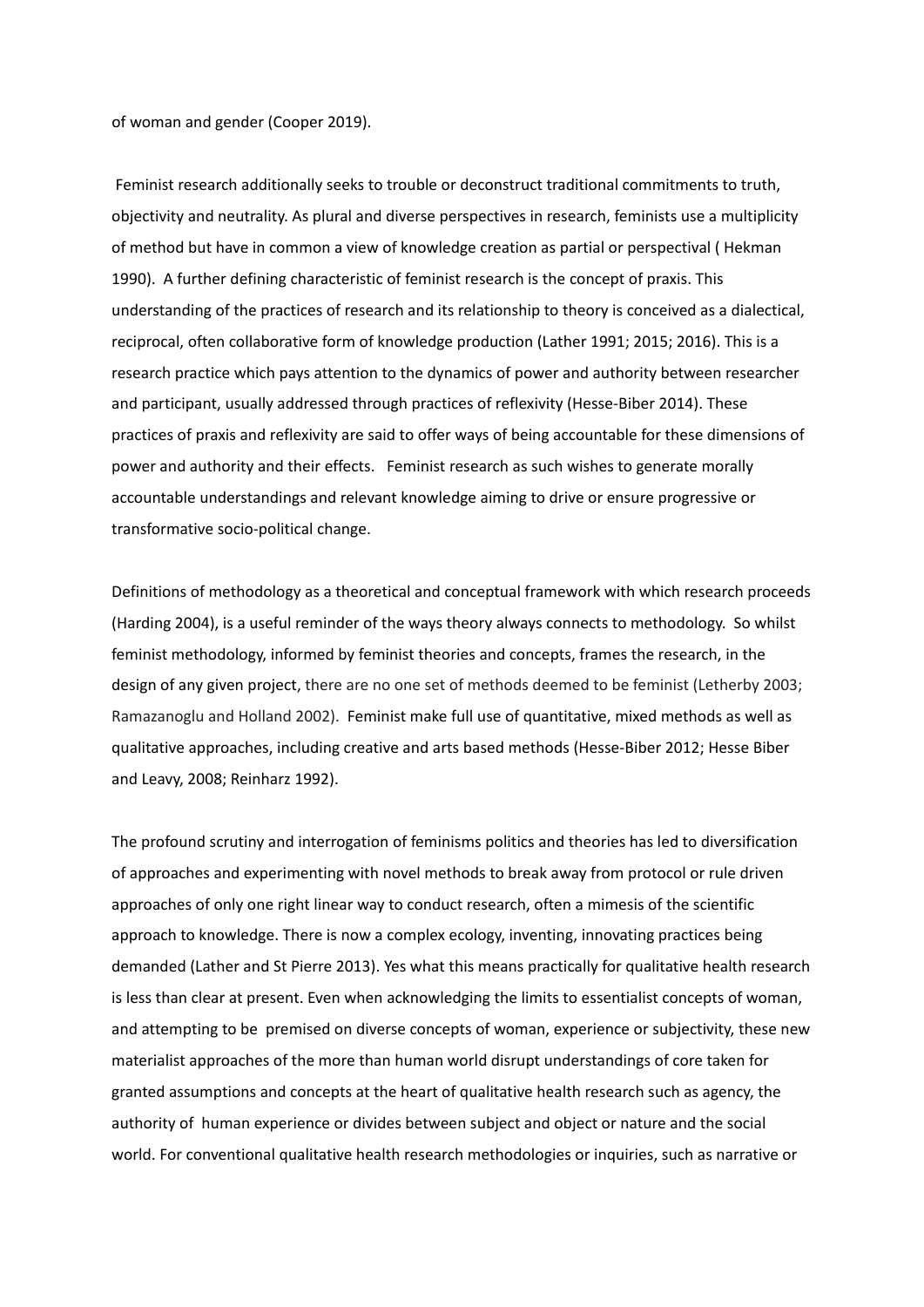of woman and gender (Cooper 2019).

Feminist research additionally seeks to trouble or deconstruct traditional commitments to truth, objectivity and neutrality. As plural and diverse perspectives in research, feminists use a multiplicity of method but have in common a view of knowledge creation as partial or perspectival ( Hekman 1990). A further defining characteristic of feminist research is the concept of praxis. This understanding of the practices of research and its relationship to theory is conceived as a dialectical, reciprocal, often collaborative form of knowledge production (Lather 1991; 2015; 2016). This is a research practice which pays attention to the dynamics of power and authority between researcher and participant, usually addressed through practices of reflexivity (Hesse-Biber 2014). These practices of praxis and reflexivity are said to offer ways of being accountable for these dimensions of power and authority and their effects. Feminist research as such wishes to generate morally accountable understandings and relevant knowledge aiming to drive or ensure progressive or transformative socio-political change.

Definitions of methodology as a theoretical and conceptual framework with which research proceeds (Harding 2004), is a useful reminder of the ways theory always connects to methodology. So whilst feminist methodology, informed by feminist theories and concepts, frames the research, in the design of any given project, there are no one set of methods deemed to be feminist (Letherby 2003; Ramazanoglu and Holland 2002). Feminist make full use of quantitative, mixed methods as well as qualitative approaches, including creative and arts based methods (Hesse-Biber 2012; Hesse Biber and Leavy, 2008; Reinharz 1992).

The profound scrutiny and interrogation of feminisms politics and theories has led to diversification of approaches and experimenting with novel methods to break away from protocol or rule driven approaches of only one right linear way to conduct research, often a mimesis of the scientific approach to knowledge. There is now a complex ecology, inventing, innovating practices being demanded (Lather and St Pierre 2013). Yes what this means practically for qualitative health research is less than clear at present. Even when acknowledging the limits to essentialist concepts of woman, and attempting to be premised on diverse concepts of woman, experience or subjectivity, these new materialist approaches of the more than human world disrupt understandings of core taken for granted assumptions and concepts at the heart of qualitative health research such as agency, the authority of human experience or divides between subject and object or nature and the social world. For conventional qualitative health research methodologies or inquiries, such as narrative or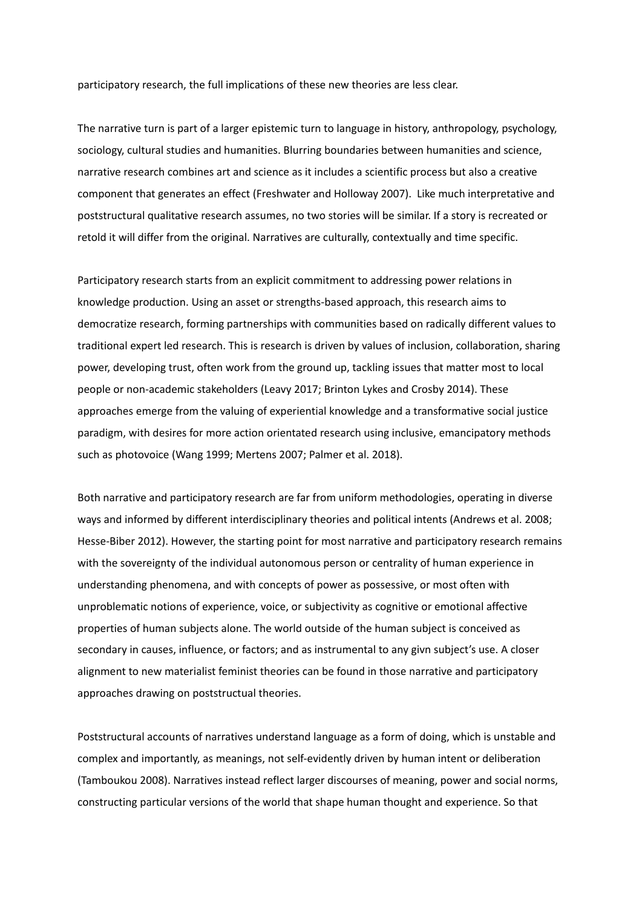participatory research, the full implications of these new theories are less clear.

The narrative turn is part of a larger epistemic turn to language in history, anthropology, psychology, sociology, cultural studies and humanities. Blurring boundaries between humanities and science, narrative research combines art and science as it includes a scientific process but also a creative component that generates an effect (Freshwater and Holloway 2007). Like much interpretative and poststructural qualitative research assumes, no two stories will be similar. If a story is recreated or retold it will differ from the original. Narratives are culturally, contextually and time specific.

Participatory research starts from an explicit commitment to addressing power relations in knowledge production. Using an asset or strengths-based approach, this research aims to democratize research, forming partnerships with communities based on radically different values to traditional expert led research. This is research is driven by values of inclusion, collaboration, sharing power, developing trust, often work from the ground up, tackling issues that matter most to local people or non-academic stakeholders (Leavy 2017; Brinton Lykes and Crosby 2014). These approaches emerge from the valuing of experiential knowledge and a transformative social justice paradigm, with desires for more action orientated research using inclusive, emancipatory methods such as photovoice (Wang 1999; Mertens 2007; Palmer et al. 2018).

Both narrative and participatory research are far from uniform methodologies, operating in diverse ways and informed by different interdisciplinary theories and political intents (Andrews et al. 2008; Hesse-Biber 2012). However, the starting point for most narrative and participatory research remains with the sovereignty of the individual autonomous person or centrality of human experience in understanding phenomena, and with concepts of power as possessive, or most often with unproblematic notions of experience, voice, or subjectivity as cognitive or emotional affective properties of human subjects alone. The world outside of the human subject is conceived as secondary in causes, influence, or factors; and as instrumental to any givn subject's use. A closer alignment to new materialist feminist theories can be found in those narrative and participatory approaches drawing on poststructual theories.

Poststructural accounts of narratives understand language as a form of doing, which is unstable and complex and importantly, as meanings, not self-evidently driven by human intent or deliberation (Tamboukou 2008). Narratives instead reflect larger discourses of meaning, power and social norms, constructing particular versions of the world that shape human thought and experience. So that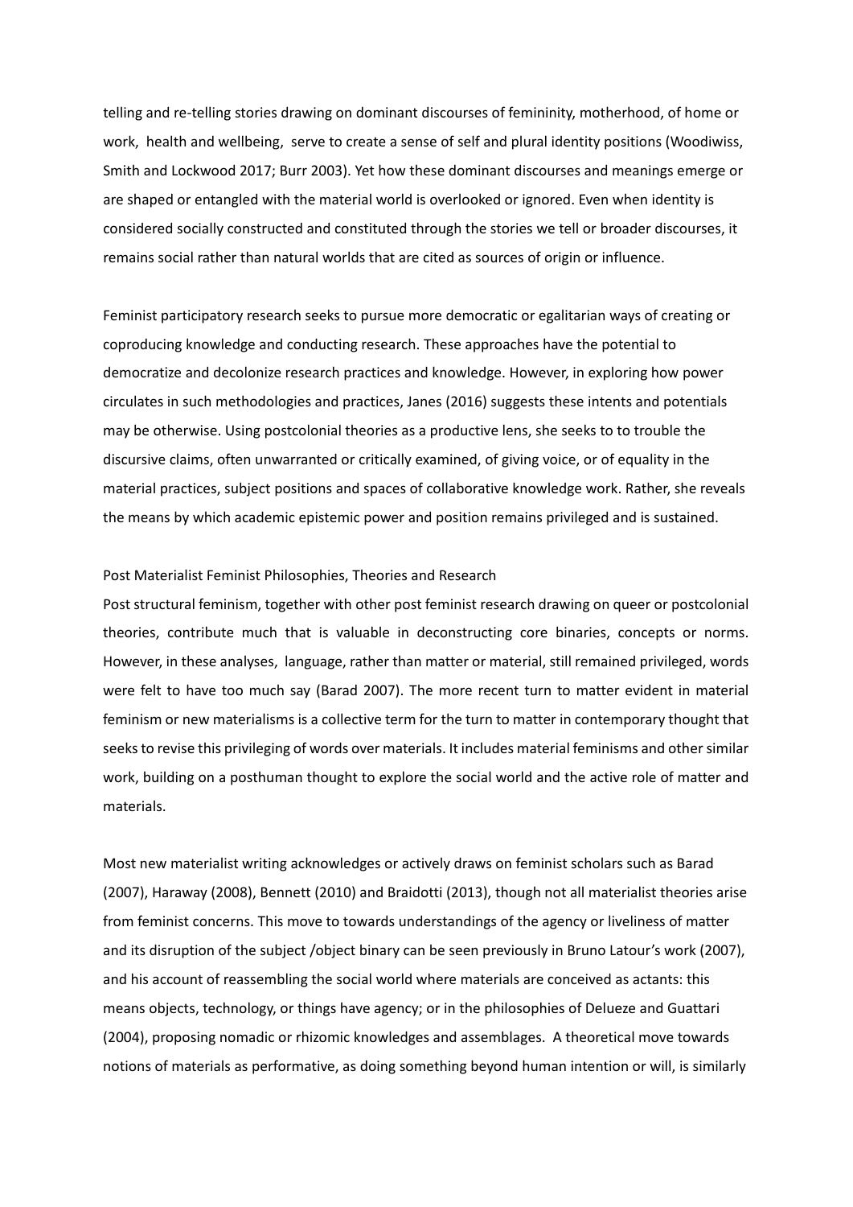telling and re-telling stories drawing on dominant discourses of femininity, motherhood, of home or work, health and wellbeing, serve to create a sense of self and plural identity positions (Woodiwiss, Smith and Lockwood 2017; Burr 2003). Yet how these dominant discourses and meanings emerge or are shaped or entangled with the material world is overlooked or ignored. Even when identity is considered socially constructed and constituted through the stories we tell or broader discourses, it remains social rather than natural worlds that are cited as sources of origin or influence.

Feminist participatory research seeks to pursue more democratic or egalitarian ways of creating or coproducing knowledge and conducting research. These approaches have the potential to democratize and decolonize research practices and knowledge. However, in exploring how power circulates in such methodologies and practices, Janes (2016) suggests these intents and potentials may be otherwise. Using postcolonial theories as a productive lens, she seeks to to trouble the discursive claims, often unwarranted or critically examined, of giving voice, or of equality in the material practices, subject positions and spaces of collaborative knowledge work. Rather, she reveals the means by which academic epistemic power and position remains privileged and is sustained.

## Post Materialist Feminist Philosophies, Theories and Research

Post structural feminism, together with other post feminist research drawing on queer or postcolonial theories, contribute much that is valuable in deconstructing core binaries, concepts or norms. However, in these analyses, language, rather than matter or material, still remained privileged, words were felt to have too much say (Barad 2007). The more recent turn to matter evident in material feminism or new materialisms is a collective term for the turn to matter in contemporary thought that seeks to revise this privileging of words over materials. It includes material feminisms and other similar work, building on a posthuman thought to explore the social world and the active role of matter and materials.

Most new materialist writing acknowledges or actively draws on feminist scholars such as Barad (2007), Haraway (2008), Bennett (2010) and Braidotti (2013), though not all materialist theories arise from feminist concerns. This move to towards understandings of the agency or liveliness of matter and its disruption of the subject /object binary can be seen previously in Bruno Latour's work (2007), and his account of reassembling the social world where materials are conceived as actants: this means objects, technology, or things have agency; or in the philosophies of Delueze and Guattari (2004), proposing nomadic or rhizomic knowledges and assemblages. A theoretical move towards notions of materials as performative, as doing something beyond human intention or will, is similarly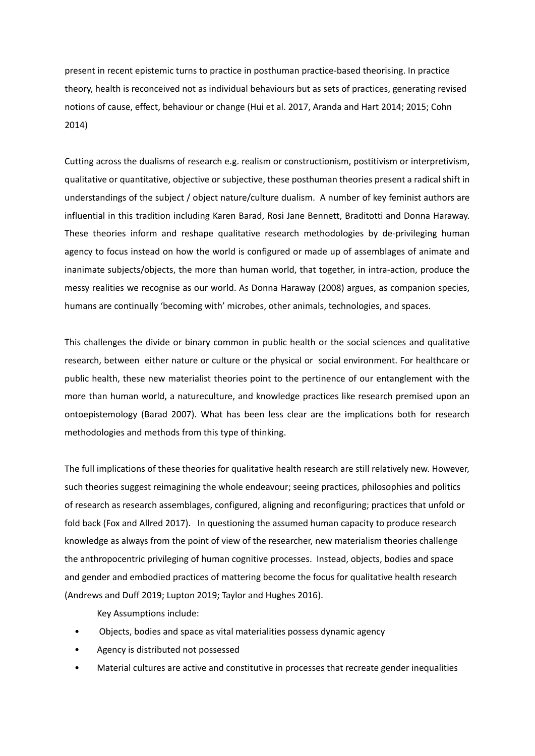present in recent epistemic turns to practice in posthuman practice-based theorising. In practice theory, health is reconceived not as individual behaviours but as sets of practices, generating revised notions of cause, effect, behaviour or change (Hui et al. 2017, Aranda and Hart 2014; 2015; Cohn 2014)

Cutting across the dualisms of research e.g. realism or constructionism, postitivism or interpretivism, qualitative or quantitative, objective or subjective, these posthuman theories present a radical shift in understandings of the subject / object nature/culture dualism. A number of key feminist authors are influential in this tradition including Karen Barad, Rosi Jane Bennett, Braditotti and Donna Haraway. These theories inform and reshape qualitative research methodologies by de-privileging human agency to focus instead on how the world is configured or made up of assemblages of animate and inanimate subjects/objects, the more than human world, that together, in intra-action, produce the messy realities we recognise as our world. As Donna Haraway (2008) argues, as companion species, humans are continually 'becoming with' microbes, other animals, technologies, and spaces.

This challenges the divide or binary common in public health or the social sciences and qualitative research, between either nature or culture or the physical or social environment. For healthcare or public health, these new materialist theories point to the pertinence of our entanglement with the more than human world, a natureculture, and knowledge practices like research premised upon an ontoepistemology (Barad 2007). What has been less clear are the implications both for research methodologies and methods from this type of thinking.

The full implications of these theories for qualitative health research are still relatively new. However, such theories suggest reimagining the whole endeavour; seeing practices, philosophies and politics of research as research assemblages, configured, aligning and reconfiguring; practices that unfold or fold back (Fox and Allred 2017). In questioning the assumed human capacity to produce research knowledge as always from the point of view of the researcher, new materialism theories challenge the anthropocentric privileging of human cognitive processes. Instead, objects, bodies and space and gender and embodied practices of mattering become the focus for qualitative health research (Andrews and Duff 2019; Lupton 2019; Taylor and Hughes 2016).

Key Assumptions include:

- Objects, bodies and space as vital materialities possess dynamic agency
- Agency is distributed not possessed
- Material cultures are active and constitutive in processes that recreate gender inequalities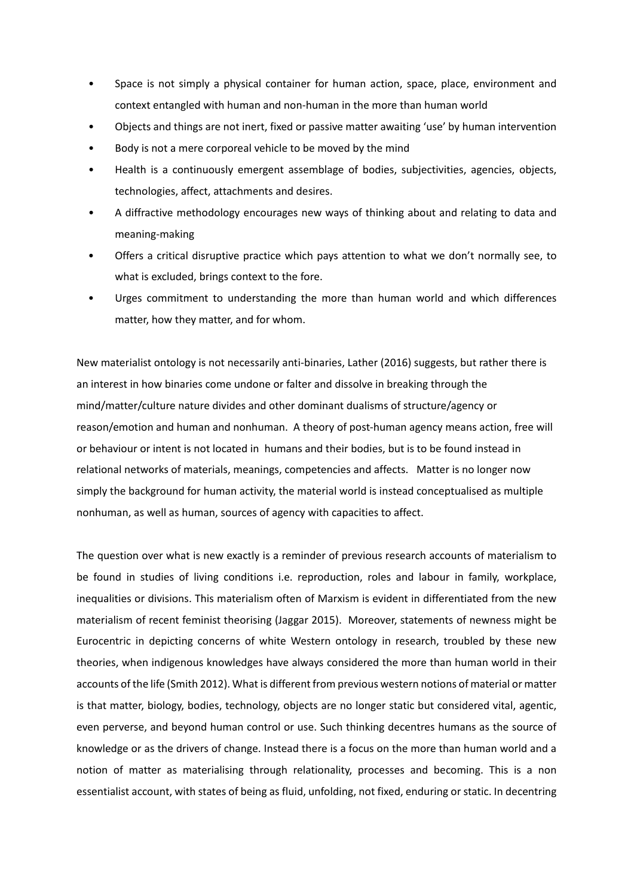- Space is not simply a physical container for human action, space, place, environment and context entangled with human and non-human in the more than human world
- Objects and things are not inert, fixed or passive matter awaiting 'use' by human intervention
- Body is not a mere corporeal vehicle to be moved by the mind
- Health is a continuously emergent assemblage of bodies, subjectivities, agencies, objects, technologies, affect, attachments and desires.
- A diffractive methodology encourages new ways of thinking about and relating to data and meaning-making
- Offers a critical disruptive practice which pays attention to what we don't normally see, to what is excluded, brings context to the fore.
- Urges commitment to understanding the more than human world and which differences matter, how they matter, and for whom.

New materialist ontology is not necessarily anti-binaries, Lather (2016) suggests, but rather there is an interest in how binaries come undone or falter and dissolve in breaking through the mind/matter/culture nature divides and other dominant dualisms of structure/agency or reason/emotion and human and nonhuman. A theory of post-human agency means action, free will or behaviour or intent is not located in humans and their bodies, but is to be found instead in relational networks of materials, meanings, competencies and affects. Matter is no longer now simply the background for human activity, the material world is instead conceptualised as multiple nonhuman, as well as human, sources of agency with capacities to affect.

The question over what is new exactly is a reminder of previous research accounts of materialism to be found in studies of living conditions i.e. reproduction, roles and labour in family, workplace, inequalities or divisions. This materialism often of Marxism is evident in differentiated from the new materialism of recent feminist theorising (Jaggar 2015). Moreover, statements of newness might be Eurocentric in depicting concerns of white Western ontology in research, troubled by these new theories, when indigenous knowledges have always considered the more than human world in their accounts of the life (Smith 2012). What is different from previous western notions of material or matter is that matter, biology, bodies, technology, objects are no longer static but considered vital, agentic, even perverse, and beyond human control or use. Such thinking decentres humans as the source of knowledge or as the drivers of change. Instead there is a focus on the more than human world and a notion of matter as materialising through relationality, processes and becoming. This is a non essentialist account, with states of being as fluid, unfolding, not fixed, enduring or static. In decentring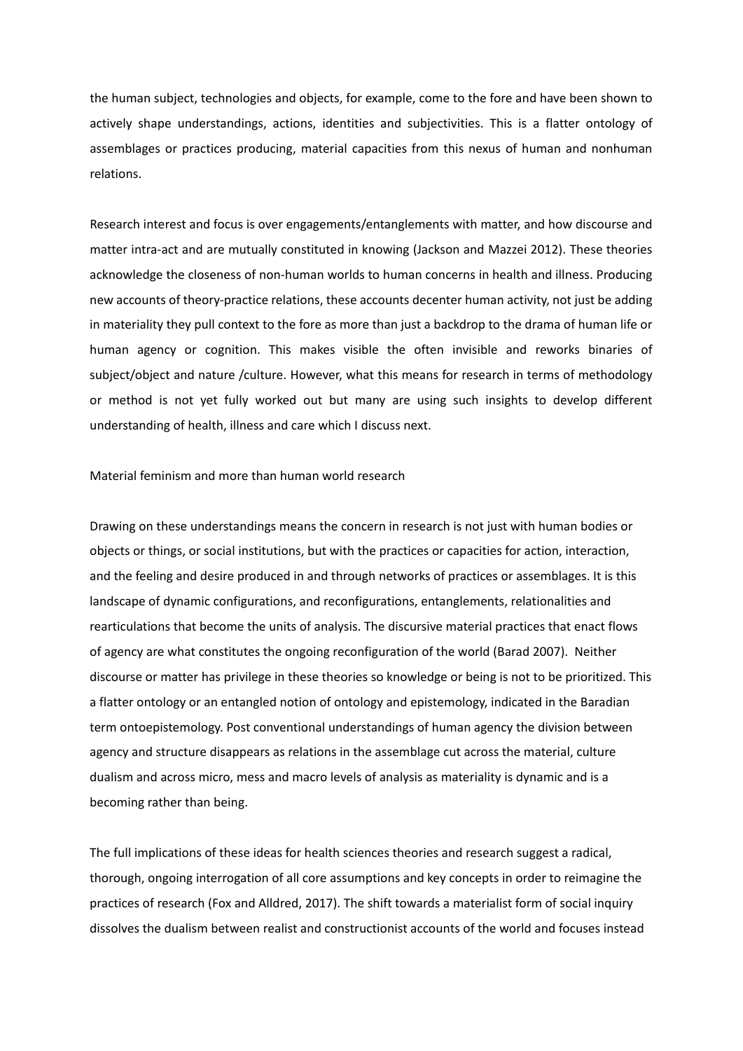the human subject, technologies and objects, for example, come to the fore and have been shown to actively shape understandings, actions, identities and subjectivities. This is a flatter ontology of assemblages or practices producing, material capacities from this nexus of human and nonhuman relations.

Research interest and focus is over engagements/entanglements with matter, and how discourse and matter intra-act and are mutually constituted in knowing (Jackson and Mazzei 2012). These theories acknowledge the closeness of non-human worlds to human concerns in health and illness. Producing new accounts of theory-practice relations, these accounts decenter human activity, not just be adding in materiality they pull context to the fore as more than just a backdrop to the drama of human life or human agency or cognition. This makes visible the often invisible and reworks binaries of subject/object and nature /culture. However, what this means for research in terms of methodology or method is not yet fully worked out but many are using such insights to develop different understanding of health, illness and care which I discuss next.

## Material feminism and more than human world research

Drawing on these understandings means the concern in research is not just with human bodies or objects or things, or social institutions, but with the practices or capacities for action, interaction, and the feeling and desire produced in and through networks of practices or assemblages. It is this landscape of dynamic configurations, and reconfigurations, entanglements, relationalities and rearticulations that become the units of analysis. The discursive material practices that enact flows of agency are what constitutes the ongoing reconfiguration of the world (Barad 2007). Neither discourse or matter has privilege in these theories so knowledge or being is not to be prioritized. This a flatter ontology or an entangled notion of ontology and epistemology, indicated in the Baradian term ontoepistemology. Post conventional understandings of human agency the division between agency and structure disappears as relations in the assemblage cut across the material, culture dualism and across micro, mess and macro levels of analysis as materiality is dynamic and is a becoming rather than being.

The full implications of these ideas for health sciences theories and research suggest a radical, thorough, ongoing interrogation of all core assumptions and key concepts in order to reimagine the practices of research (Fox and Alldred, 2017). The shift towards a materialist form of social inquiry dissolves the dualism between realist and constructionist accounts of the world and focuses instead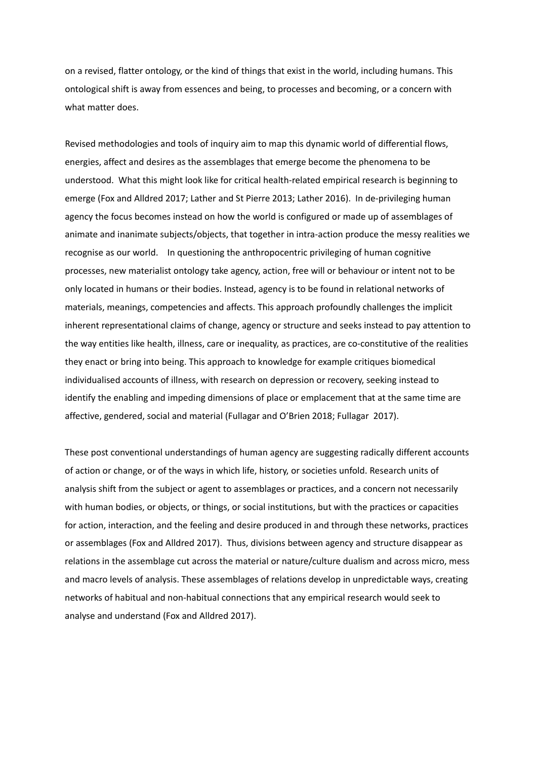on a revised, flatter ontology, or the kind of things that exist in the world, including humans. This ontological shift is away from essences and being, to processes and becoming, or a concern with what matter does.

Revised methodologies and tools of inquiry aim to map this dynamic world of differential flows, energies, affect and desires as the assemblages that emerge become the phenomena to be understood. What this might look like for critical health-related empirical research is beginning to emerge (Fox and Alldred 2017; Lather and St Pierre 2013; Lather 2016). In de-privileging human agency the focus becomes instead on how the world is configured or made up of assemblages of animate and inanimate subjects/objects, that together in intra-action produce the messy realities we recognise as our world. In questioning the anthropocentric privileging of human cognitive processes, new materialist ontology take agency, action, free will or behaviour or intent not to be only located in humans or their bodies. Instead, agency is to be found in relational networks of materials, meanings, competencies and affects. This approach profoundly challenges the implicit inherent representational claims of change, agency or structure and seeks instead to pay attention to the way entities like health, illness, care or inequality, as practices, are co-constitutive of the realities they enact or bring into being. This approach to knowledge for example critiques biomedical individualised accounts of illness, with research on depression or recovery, seeking instead to identify the enabling and impeding dimensions of place or emplacement that at the same time are affective, gendered, social and material (Fullagar and O'Brien 2018; Fullagar 2017).

These post conventional understandings of human agency are suggesting radically different accounts of action or change, or of the ways in which life, history, or societies unfold. Research units of analysis shift from the subject or agent to assemblages or practices, and a concern not necessarily with human bodies, or objects, or things, or social institutions, but with the practices or capacities for action, interaction, and the feeling and desire produced in and through these networks, practices or assemblages (Fox and Alldred 2017). Thus, divisions between agency and structure disappear as relations in the assemblage cut across the material or nature/culture dualism and across micro, mess and macro levels of analysis. These assemblages of relations develop in unpredictable ways, creating networks of habitual and non-habitual connections that any empirical research would seek to analyse and understand (Fox and Alldred 2017).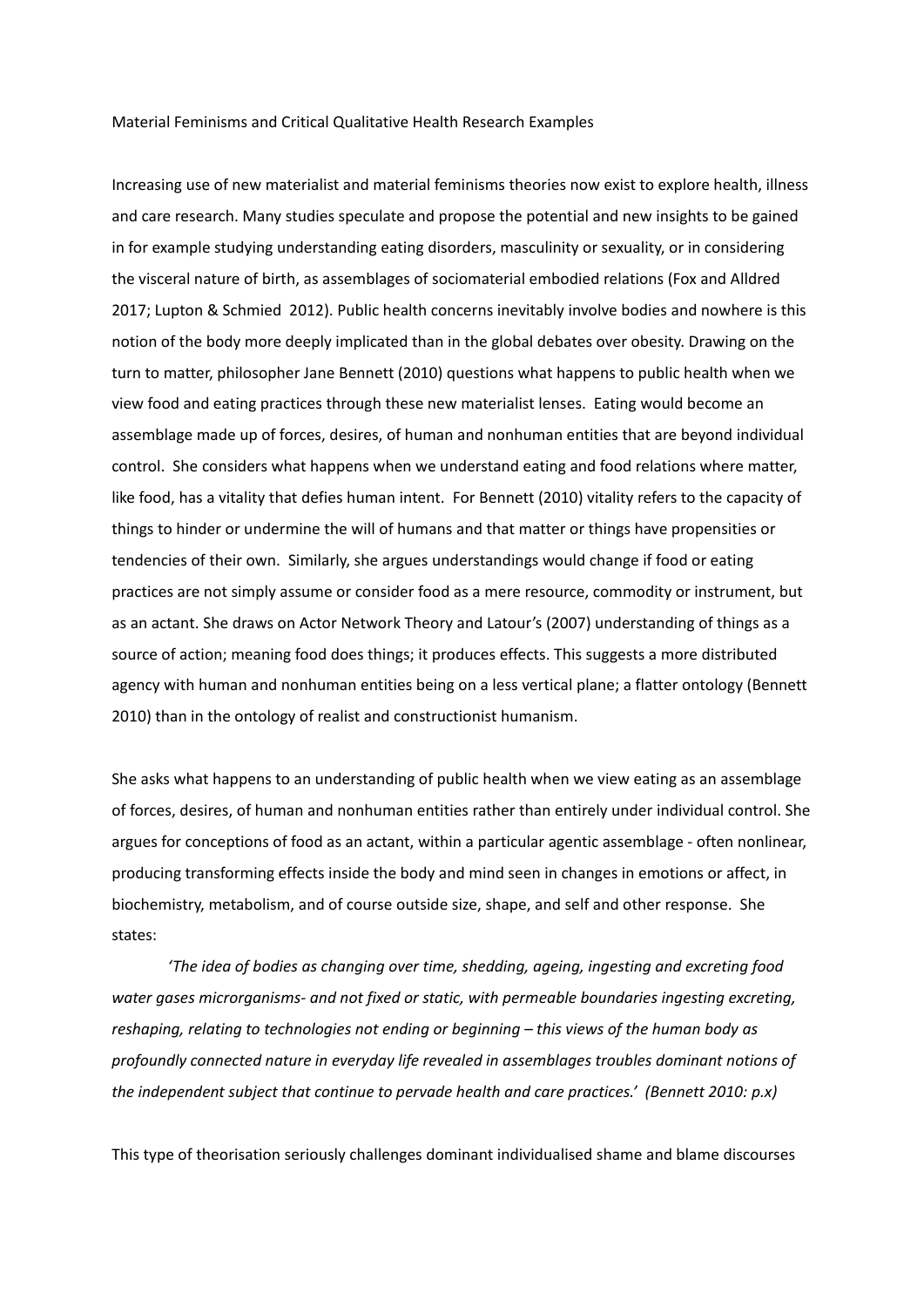Material Feminisms and Critical Qualitative Health Research Examples

Increasing use of new materialist and material feminisms theories now exist to explore health, illness and care research. Many studies speculate and propose the potential and new insights to be gained in for example studying understanding eating disorders, masculinity or sexuality, or in considering the visceral nature of birth, as assemblages of sociomaterial embodied relations (Fox and Alldred 2017; Lupton & Schmied 2012). Public health concerns inevitably involve bodies and nowhere is this notion of the body more deeply implicated than in the global debates over obesity. Drawing on the turn to matter, philosopher Jane Bennett (2010) questions what happens to public health when we view food and eating practices through these new materialist lenses. Eating would become an assemblage made up of forces, desires, of human and nonhuman entities that are beyond individual control. She considers what happens when we understand eating and food relations where matter, like food, has a vitality that defies human intent. For Bennett (2010) vitality refers to the capacity of things to hinder or undermine the will of humans and that matter or things have propensities or tendencies of their own. Similarly, she argues understandings would change if food or eating practices are not simply assume or consider food as a mere resource, commodity or instrument, but as an actant. She draws on Actor Network Theory and Latour's (2007) understanding of things as a source of action; meaning food does things; it produces effects. This suggests a more distributed agency with human and nonhuman entities being on a less vertical plane; a flatter ontology (Bennett 2010) than in the ontology of realist and constructionist humanism.

She asks what happens to an understanding of public health when we view eating as an assemblage of forces, desires, of human and nonhuman entities rather than entirely under individual control. She argues for conceptions of food as an actant, within a particular agentic assemblage - often nonlinear, producing transforming effects inside the body and mind seen in changes in emotions or affect, in biochemistry, metabolism, and of course outside size, shape, and self and other response. She states:

> *'The idea of bodies as changing over time, shedding, ageing, ingesting and excreting food water gases micrорganisms- and not fixed or static, with permeable boundaries ingesting excreting, reshaping, relating to technologies not ending or beginning – this views of the human body as profoundly connected nature in everyday life revealed in assemblages troubles dominant notions of the independent subject that continue to pervade health and care practices.' (Bennett 2010: p.x)*

This type of theorisation seriously challenges dominant individualised shame and blame discourses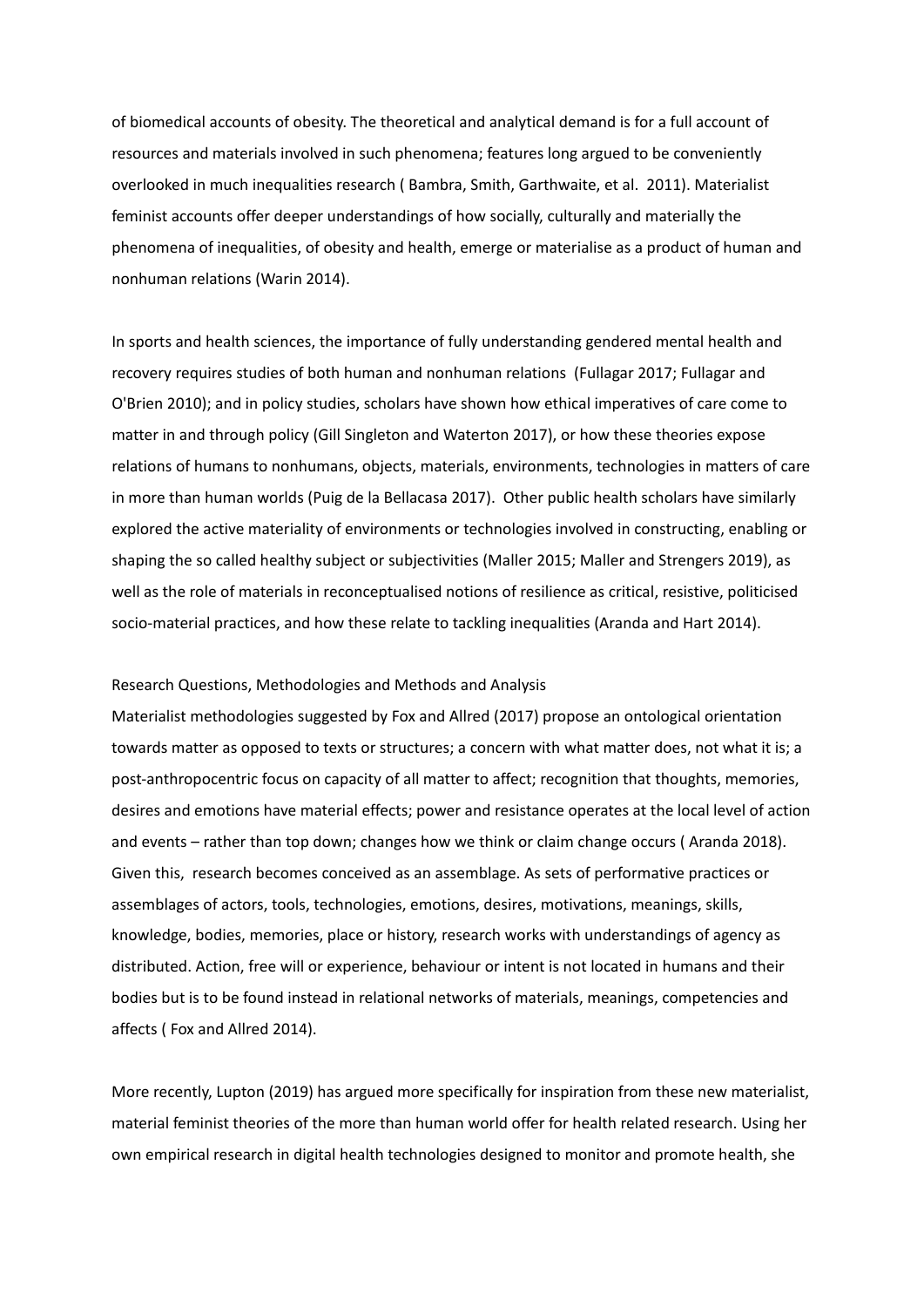of biomedical accounts of obesity. The theoretical and analytical demand is for a full account of resources and materials involved in such phenomena; features long argued to be conveniently overlooked in much inequalities research ( Bambra, Smith, Garthwaite, et al. 2011). Materialist feminist accounts offer deeper understandings of how socially, culturally and materially the phenomena of inequalities, of obesity and health, emerge or materialise as a product of human and nonhuman relations (Warin 2014).

In sports and health sciences, the importance of fully understanding gendered mental health and recovery requires studies of both human and nonhuman relations (Fullagar 2017; Fullagar and O'Brien 2010); and in policy studies, scholars have shown how ethical imperatives of care come to matter in and through policy (Gill Singleton and Waterton 2017), or how these theories expose relations of humans to nonhumans, objects, materials, environments, technologies in matters of care in more than human worlds (Puig de la Bellacasa 2017). Other public health scholars have similarly explored the active materiality of environments or technologies involved in constructing, enabling or shaping the so called healthy subject or subjectivities (Maller 2015; Maller and Strengers 2019), as well as the role of materials in reconceptualised notions of resilience as critical, resistive, politicised socio-material practices, and how these relate to tackling inequalities (Aranda and Hart 2014).

Research Questions, Methodologies and Methods and Analysis

Materialist methodologies suggested by Fox and Allred (2017) propose an ontological orientation towards matter as opposed to texts or structures; a concern with what matter does, not what it is; a post-anthropocentric focus on capacity of all matter to affect; recognition that thoughts, memories, desires and emotions have material effects; power and resistance operates at the local level of action and events – rather than top down; changes how we think or claim change occurs ( Aranda 2018). Given this, research becomes conceived as an assemblage. As sets of performative practices or assemblages of actors, tools, technologies, emotions, desires, motivations, meanings, skills, knowledge, bodies, memories, place or history, research works with understandings of agency as distributed. Action, free will or experience, behaviour or intent is not located in humans and their bodies but is to be found instead in relational networks of materials, meanings, competencies and affects ( Fox and Allred 2014).

More recently, Lupton (2019) has argued more specifically for inspiration from these new materialist, material feminist theories of the more than human world offer for health related research. Using her own empirical research in digital health technologies designed to monitor and promote health, she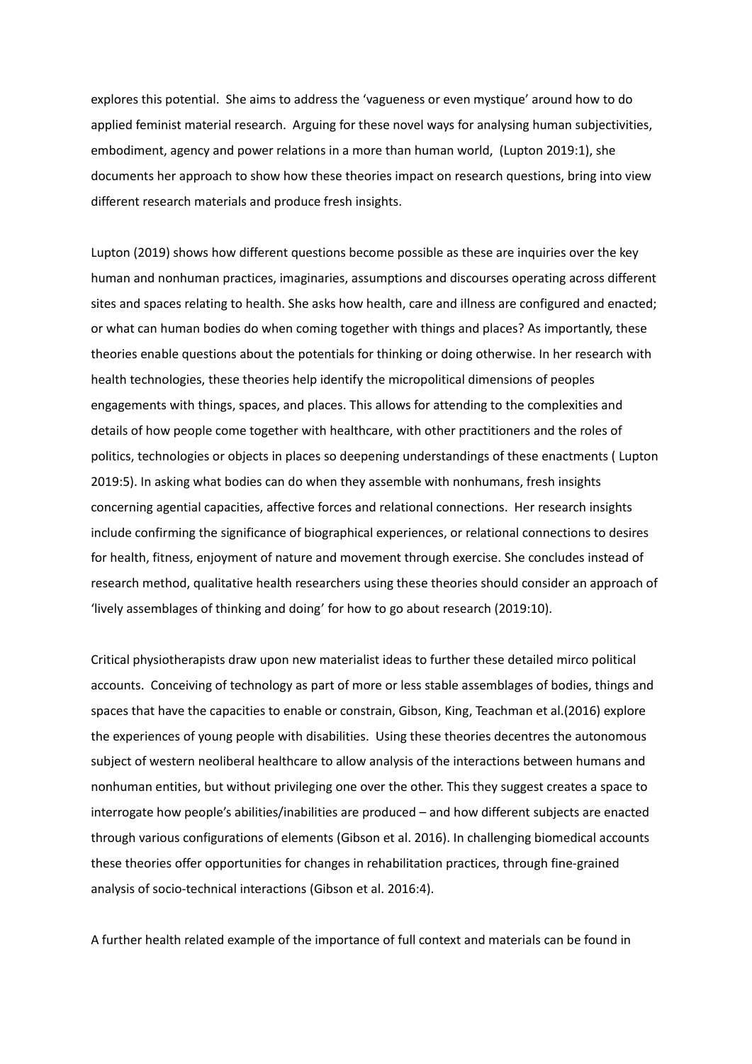explores this potential. She aims to address the 'vagueness or even mystique' around how to do applied feminist material research. Arguing for these novel ways for analysing human subjectivities, embodiment, agency and power relations in a more than human world, (Lupton 2019:1), she documents her approach to show how these theories impact on research questions, bring into view different research materials and produce fresh insights.

Lupton (2019) shows how different questions become possible as these are inquiries over the key human and nonhuman practices, imaginaries, assumptions and discourses operating across different sites and spaces relating to health. She asks how health, care and illness are configured and enacted; or what can human bodies do when coming together with things and places? As importantly, these theories enable questions about the potentials for thinking or doing otherwise. In her research with health technologies, these theories help identify the micropolitical dimensions of peoples engagements with things, spaces, and places. This allows for attending to the complexities and details of how people come together with healthcare, with other practitioners and the roles of politics, technologies or objects in places so deepening understandings of these enactments ( Lupton 2019:5). In asking what bodies can do when they assemble with nonhumans, fresh insights concerning agential capacities, affective forces and relational connections. Her research insights include confirming the significance of biographical experiences, or relational connections to desires for health, fitness, enjoyment of nature and movement through exercise. She concludes instead of research method, qualitative health researchers using these theories should consider an approach of 'lively assemblages of thinking and doing' for how to go about research (2019:10).

Critical physiotherapists draw upon new materialist ideas to further these detailed mirco political accounts. Conceiving of technology as part of more or less stable assemblages of bodies, things and spaces that have the capacities to enable or constrain, Gibson, King, Teachman et al.(2016) explore the experiences of young people with disabilities. Using these theories decentres the autonomous subject of western neoliberal healthcare to allow analysis of the interactions between humans and nonhuman entities, but without privileging one over the other. This they suggest creates a space to interrogate how people's abilities/inabilities are produced – and how different subjects are enacted through various configurations of elements (Gibson et al. 2016). In challenging biomedical accounts these theories offer opportunities for changes in rehabilitation practices, through fine-grained analysis of socio-technical interactions (Gibson et al. 2016:4).

A further health related example of the importance of full context and materials can be found in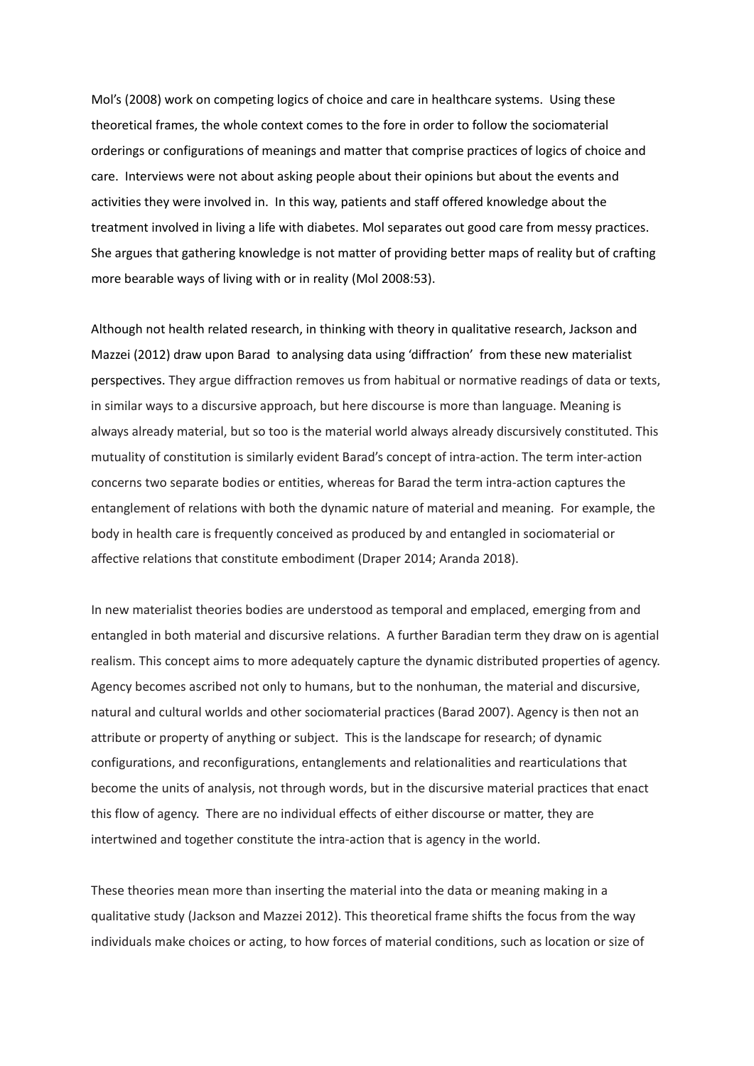Mol's (2008) work on competing logics of choice and care in healthcare systems. Using these theoretical frames, the whole context comes to the fore in order to follow the sociomaterial orderings or configurations of meanings and matter that comprise practices of logics of choice and care. Interviews were not about asking people about their opinions but about the events and activities they were involved in. In this way, patients and staff offered knowledge about the treatment involved in living a life with diabetes. Mol separates out good care from messy practices. She argues that gathering knowledge is not matter of providing better maps of reality but of crafting more bearable ways of living with or in reality (Mol 2008:53).

Although not health related research, in thinking with theory in qualitative research, Jackson and Mazzei (2012) draw upon Barad to analysing data using 'diffraction' from these new materialist perspectives. They argue diffraction removes us from habitual or normative readings of data or texts, in similar ways to a discursive approach, but here discourse is more than language. Meaning is always already material, but so too is the material world always already discursively constituted. This mutuality of constitution is similarly evident Barad's concept of intra-action. The term inter-action concerns two separate bodies or entities, whereas for Barad the term intra-action captures the entanglement of relations with both the dynamic nature of material and meaning. For example, the body in health care is frequently conceived as produced by and entangled in sociomaterial or affective relations that constitute embodiment (Draper 2014; Aranda 2018).

In new materialist theories bodies are understood as temporal and emplaced, emerging from and entangled in both material and discursive relations. A further Baradian term they draw on is agential realism. This concept aims to more adequately capture the dynamic distributed properties of agency. Agency becomes ascribed not only to humans, but to the nonhuman, the material and discursive, natural and cultural worlds and other sociomaterial practices (Barad 2007). Agency is then not an attribute or property of anything or subject. This is the landscape for research; of dynamic configurations, and reconfigurations, entanglements and relationalities and rearticulations that become the units of analysis, not through words, but in the discursive material practices that enact this flow of agency. There are no individual effects of either discourse or matter, they are intertwined and together constitute the intra-action that is agency in the world.

These theories mean more than inserting the material into the data or meaning making in a qualitative study (Jackson and Mazzei 2012). This theoretical frame shifts the focus from the way individuals make choices or acting, to how forces of material conditions, such as location or size of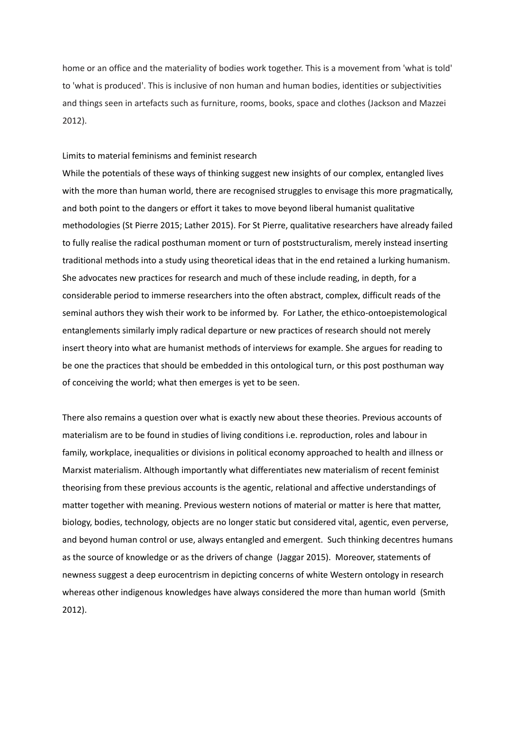home or an office and the materiality of bodies work together. This is a movement from 'what is told' to 'what is produced'. This is inclusive of non human and human bodies, identities or subjectivities and things seen in artefacts such as furniture, rooms, books, space and clothes (Jackson and Mazzei 2012).

## Limits to material feminisms and feminist research

While the potentials of these ways of thinking suggest new insights of our complex, entangled lives with the more than human world, there are recognised struggles to envisage this more pragmatically, and both point to the dangers or effort it takes to move beyond liberal humanist qualitative methodologies (St Pierre 2015; Lather 2015). For St Pierre, qualitative researchers have already failed to fully realise the radical posthuman moment or turn of poststructuralism, merely instead inserting traditional methods into a study using theoretical ideas that in the end retained a lurking humanism. She advocates new practices for research and much of these include reading, in depth, for a considerable period to immerse researchers into the often abstract, complex, difficult reads of the seminal authors they wish their work to be informed by. For Lather, the ethico-ontoepistemological entanglements similarly imply radical departure or new practices of research should not merely insert theory into what are humanist methods of interviews for example. She argues for reading to be one the practices that should be embedded in this ontological turn, or this post posthuman way of conceiving the world; what then emerges is yet to be seen.

There also remains a question over what is exactly new about these theories. Previous accounts of materialism are to be found in studies of living conditions i.e. reproduction, roles and labour in family, workplace, inequalities or divisions in political economy approached to health and illness or Marxist materialism. Although importantly what differentiates new materialism of recent feminist theorising from these previous accounts is the agentic, relational and affective understandings of matter together with meaning. Previous western notions of material or matter is here that matter, biology, bodies, technology, objects are no longer static but considered vital, agentic, even perverse, and beyond human control or use, always entangled and emergent. Such thinking decentres humans as the source of knowledge or as the drivers of change (Jaggar 2015). Moreover, statements of newness suggest a deep eurocentrism in depicting concerns of white Western ontology in research whereas other indigenous knowledges have always considered the more than human world (Smith 2012).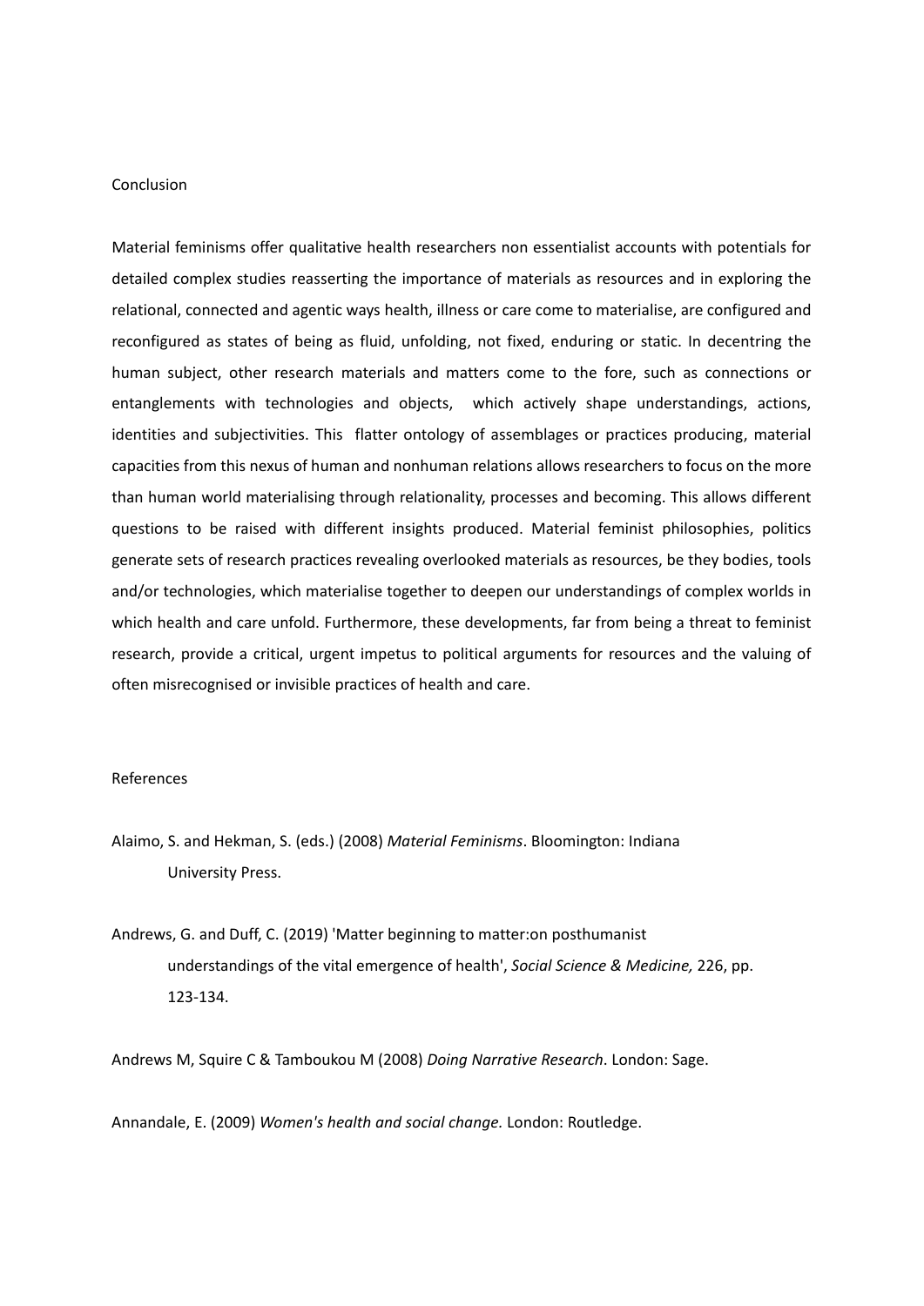## Conclusion

Material feminisms offer qualitative health researchers non essentialist accounts with potentials for detailed complex studies reasserting the importance of materials as resources and in exploring the relational, connected and agentic ways health, illness or care come to materialise, are configured and reconfigured as states of being as fluid, unfolding, not fixed, enduring or static. In decentring the human subject, other research materials and matters come to the fore, such as connections or entanglements with technologies and objects, which actively shape understandings, actions, identities and subjectivities. This flatter ontology of assemblages or practices producing, material capacities from this nexus of human and nonhuman relations allows researchers to focus on the more than human world materialising through relationality, processes and becoming. This allows different questions to be raised with different insights produced. Material feminist philosophies, politics generate sets of research practices revealing overlooked materials as resources, be they bodies, tools and/or technologies, which materialise together to deepen our understandings of complex worlds in which health and care unfold. Furthermore, these developments, far from being a threat to feminist research, provide a critical, urgent impetus to political arguments for resources and the valuing of often misrecognised or invisible practices of health and care.

## References

Alaimo, S. and Hekman, S. (eds.) (2008) *Material Feminisms*. Bloomington: Indiana University Press.

Andrews, G. and Duff, C. (2019) 'Matter beginning to matter:on posthumanist understandings of the vital emergence of health', *Social Science & Medicine,* 226, pp. 123-134.

Andrews M, Squire C & Tamboukou M (2008) *Doing Narrative Research*. London: Sage.

Annandale, E. (2009) *Women's health and social change.* London: Routledge.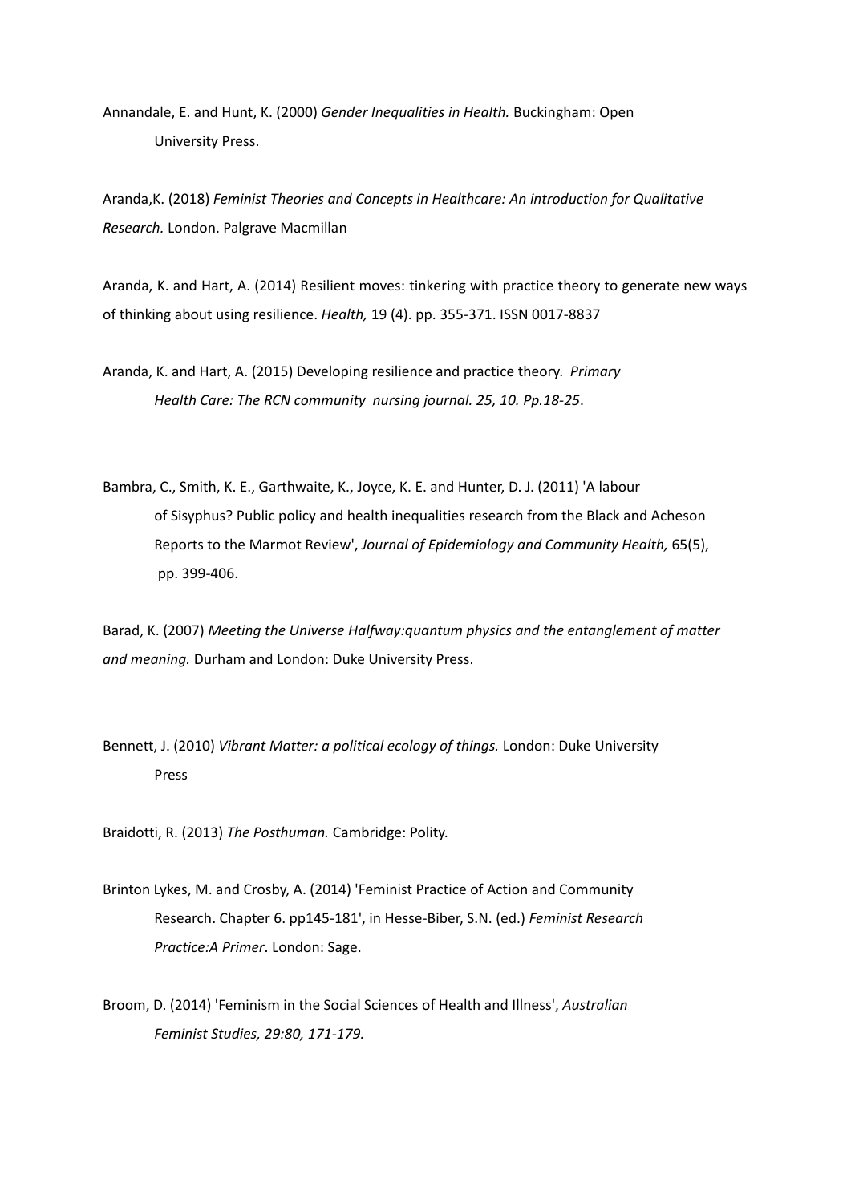Annandale, E. and Hunt, K. (2000) *Gender Inequalities in Health.* Buckingham: Open University Press.

Aranda,K. (2018) *Feminist Theories and Concepts in Healthcare: An introduction for Qualitative Research.* London. Palgrave Macmillan

Aranda, K. and Hart, A. (2014) Resilient moves: tinkering with practice theory to generate new ways of thinking about using resilience. *Health,* 19 (4). pp. 355-371. ISSN 0017-8837

Aranda, K. and Hart, A. (2015) Developing resilience and practice theory. *Primary Health Care: The RCN community nursing journal. 25, 10. Pp.18-25*.

Bambra, C., Smith, K. E., Garthwaite, K., Joyce, K. E. and Hunter, D. J. (2011) 'A labour of Sisyphus? Public policy and health inequalities research from the Black and Acheson Reports to the Marmot Review', *Journal of Epidemiology and Community Health,* 65(5), pp. 399-406.

Barad, K. (2007) *Meeting the Universe Halfway:quantum physics and the entanglement of matter and meaning.* Durham and London: Duke University Press.

Bennett, J. (2010) *Vibrant Matter: a political ecology of things.* London: Duke University Press

Braidotti, R. (2013) *The Posthuman.* Cambridge: Polity.

Brinton Lykes, M. and Crosby, A. (2014) 'Feminist Practice of Action and Community Research. Chapter 6. pp145-181', in Hesse-Biber, S.N. (ed.) *Feminist Research Practice:A Primer*. London: Sage.

Broom, D. (2014) 'Feminism in the Social Sciences of Health and Illness', *Australian Feminist Studies, 29:80, 171-179.*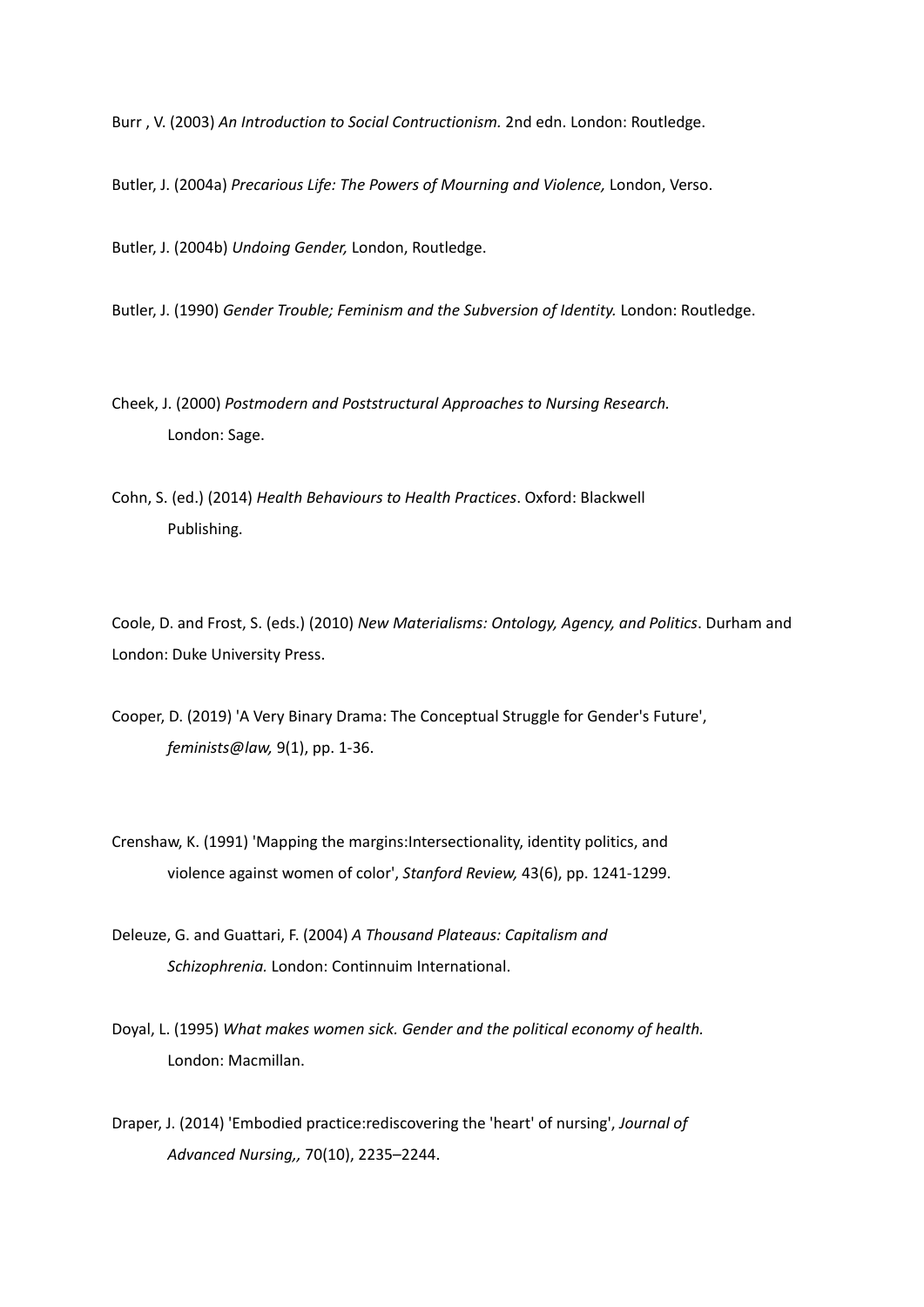Burr , V. (2003) *An Introduction to Social Contructionism.* 2nd edn. London: Routledge.

Butler, J. (2004a) *Precarious Life: The Powers of Mourning and Violence,* London, Verso.

Butler, J. (2004b) *Undoing Gender,* London, Routledge.

Butler, J. (1990) *Gender Trouble; Feminism and the Subversion of Identity.* London: Routledge.

Cheek, J. (2000) *Postmodern and Poststructural Approaches to Nursing Research.* London: Sage.

Cohn, S. (ed.) (2014) *Health Behaviours to Health Practices*. Oxford: Blackwell Publishing.

Coole, D. and Frost, S. (eds.) (2010) *New Materialisms: Ontology, Agency, and Politics*. Durham and London: Duke University Press.

Cooper, D. (2019) 'A Very Binary Drama: The Conceptual Struggle for Gender's Future', *feminists@law,* 9(1), pp. 1-36.

Crenshaw, K. (1991) 'Mapping the margins:Intersectionality, identity politics, and violence against women of color', *Stanford Review,* 43(6), pp. 1241-1299.

Deleuze, G. and Guattari, F. (2004) *A Thousand Plateaus: Capitalism and Schizophrenia.* London: Continnuim International.

Doyal, L. (1995) *What makes women sick. Gender and the political economy of health.* London: Macmillan.

Draper, J. (2014) 'Embodied practice:rediscovering the 'heart' of nursing', *Journal of Advanced Nursing,,* 70(10), 2235–2244.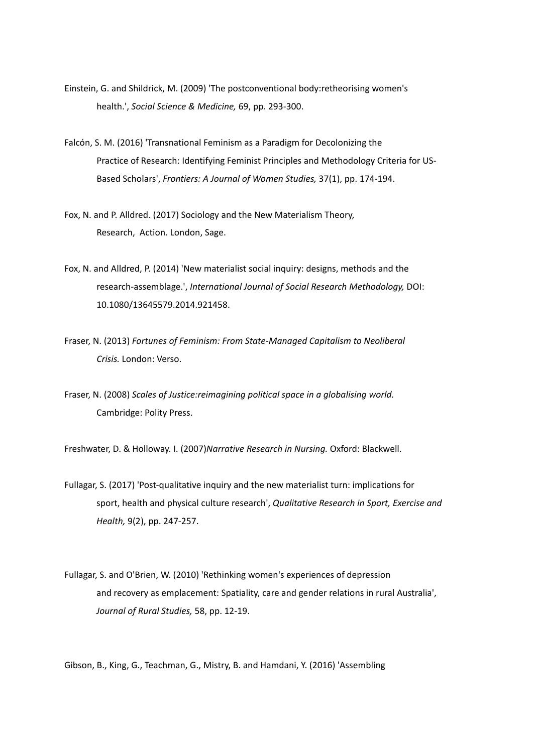Einstein, G. and Shildrick, M. (2009) 'The postconventional body:retheorising women's health.', *Social Science & Medicine,* 69, pp. 293-300.

Falcón, S. M. (2016) 'Transnational Feminism as a Paradigm for Decolonizing the Practice of Research: Identifying Feminist Principles and Methodology Criteria for US-Based Scholars', *Frontiers: A Journal of Women Studies,* 37(1), pp. 174-194.

Fox, N. and P. Alldred. (2017) Sociology and the New Materialism Theory, Research, Action. London, Sage.

Fox, N. and Alldred, P. (2014) 'New materialist social inquiry: designs, methods and the research-assemblage.', *International Journal of Social Research Methodology,* DOI: 10.1080/13645579.2014.921458.

Fraser, N. (2013) *Fortunes of Feminism: From State-Managed Capitalism to Neoliberal Crisis.* London: Verso.

Fraser, N. (2008) *Scales of Justice:reimagining political space in a globalising world.* Cambridge: Polity Press.

Freshwater, D. & Holloway. I. (2007)*Narrative Research in Nursing.* Oxford: Blackwell.

Fullagar, S. (2017) 'Post-qualitative inquiry and the new materialist turn: implications for sport, health and physical culture research', *Qualitative Research in Sport, Exercise and Health,* 9(2), pp. 247-257.

Fullagar, S. and O'Brien, W. (2010) 'Rethinking women's experiences of depression and recovery as emplacement: Spatiality, care and gender relations in rural Australia', *Journal of Rural Studies,* 58, pp. 12-19.

Gibson, B., King, G., Teachman, G., Mistry, B. and Hamdani, Y. (2016) 'Assembling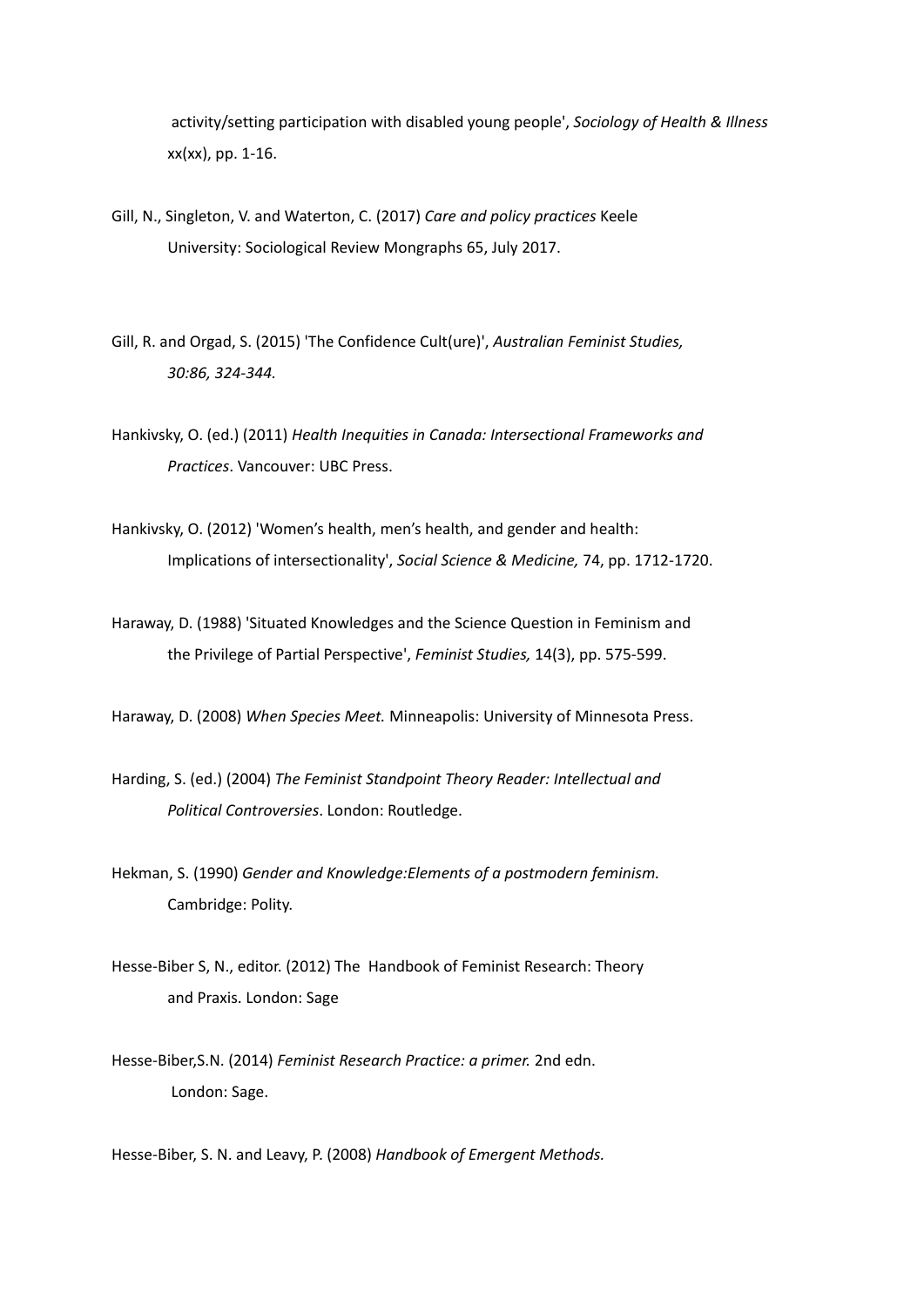activity/setting participation with disabled young people', *Sociology of Health & Illness* xx(xx), pp. 1-16.

Gill, N., Singleton, V. and Waterton, C. (2017) *Care and policy practices* Keele University: Sociological Review Mongraphs 65, July 2017.

Gill, R. and Orgad, S. (2015) 'The Confidence Cult(ure)', *Australian Feminist Studies, 30:86, 324-344.*

Hankivsky, O. (ed.) (2011) *Health Inequities in Canada: Intersectional Frameworks and Practices*. Vancouver: UBC Press.

Hankivsky, O. (2012) 'Women's health, men's health, and gender and health: Implications of intersectionality', *Social Science & Medicine,* 74, pp. 1712-1720.

Haraway, D. (1988) 'Situated Knowledges and the Science Question in Feminism and the Privilege of Partial Perspective', *Feminist Studies,* 14(3), pp. 575-599.

Haraway, D. (2008) *When Species Meet.* Minneapolis: University of Minnesota Press.

Harding, S. (ed.) (2004) *The Feminist Standpoint Theory Reader: Intellectual and Political Controversies*. London: Routledge.

Hekman, S. (1990) *Gender and Knowledge:Elements of a postmodern feminism.* Cambridge: Polity.

Hesse-Biber S, N., editor. (2012) The Handbook of Feminist Research: Theory and Praxis. London: Sage

Hesse-Biber,S.N. (2014) *Feminist Research Practice: a primer.* 2nd edn. London: Sage.

Hesse-Biber, S. N. and Leavy, P. (2008) *Handbook of Emergent Methods.*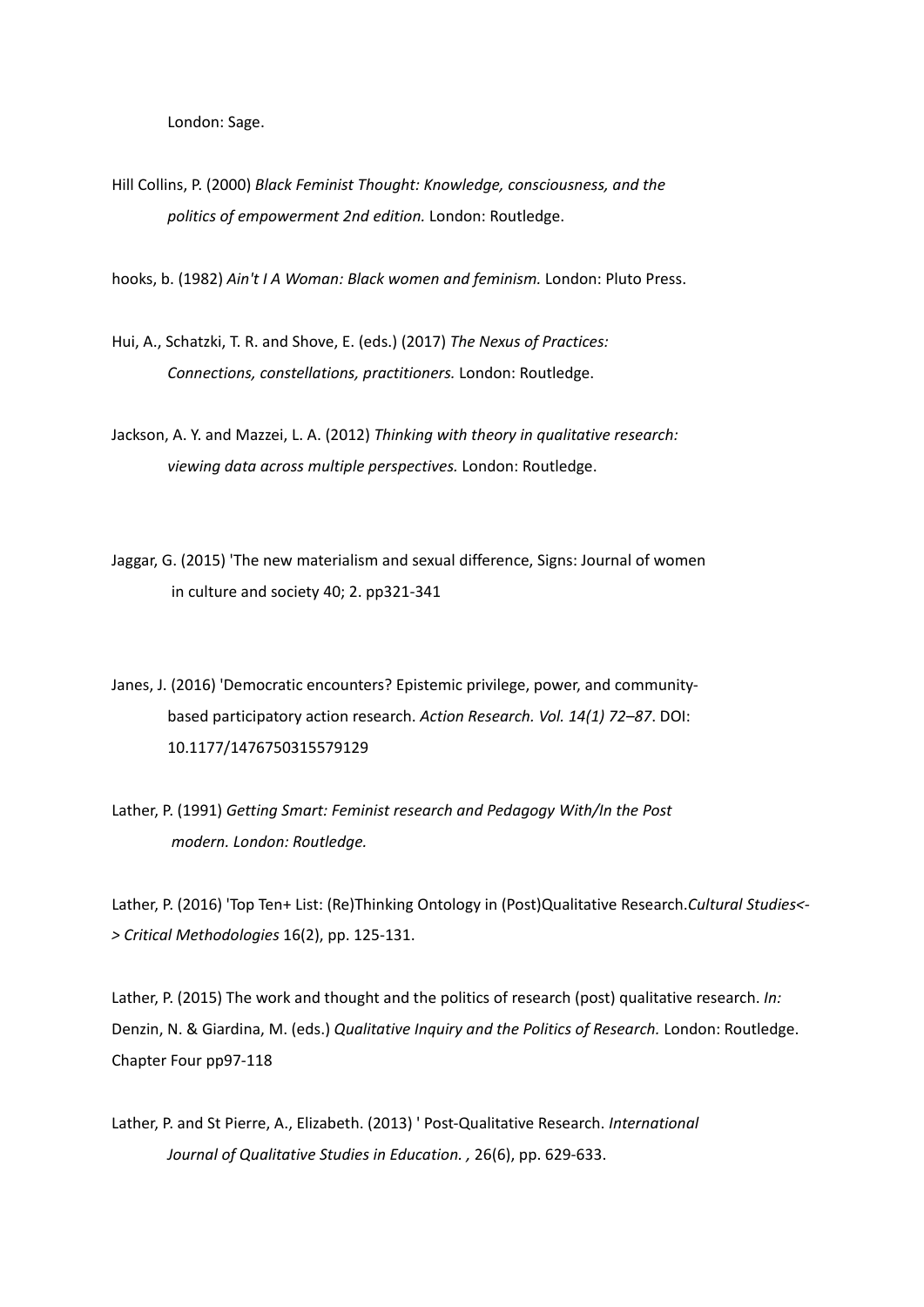London: Sage.

Hill Collins, P. (2000) *Black Feminist Thought: Knowledge, consciousness, and the politics of empowerment 2nd edition.* London: Routledge.

hooks, b. (1982) *Ain't I A Woman: Black women and feminism.* London: Pluto Press.

Hui, A., Schatzki, T. R. and Shove, E. (eds.) (2017) *The Nexus of Practices: Connections, constellations, practitioners.* London: Routledge.

Jackson, A. Y. and Mazzei, L. A. (2012) *Thinking with theory in qualitative research: viewing data across multiple perspectives.* London: Routledge.

Jaggar, G. (2015) 'The new materialism and sexual difference, Signs: Journal of women in culture and society 40; 2. pp321-341

Janes, J. (2016) 'Democratic encounters? Epistemic privilege, power, and community-based participatory action research. *Action Research. Vol. 14(1) 72–87*. DOI: 10.1177/1476750315579129

Lather, P. (1991) *Getting Smart: Feminist research and Pedagogy With/In the Post modern. London: Routledge.*

Lather, P. (2016) 'Top Ten+ List: (Re)Thinking Ontology in (Post)Qualitative Research.*Cultural Studies<-> Critical Methodologies* 16(2), pp. 125-131.

Lather, P. (2015) The work and thought and the politics of research (post) qualitative research. *In:* Denzin, N. & Giardina, M. (eds.) *Qualitative Inquiry and the Politics of Research.* London: Routledge. Chapter Four pp97-118

Lather, P. and St Pierre, A., Elizabeth. (2013) ' Post-Qualitative Research. *International Journal of Qualitative Studies in Education. ,* 26(6), pp. 629-633.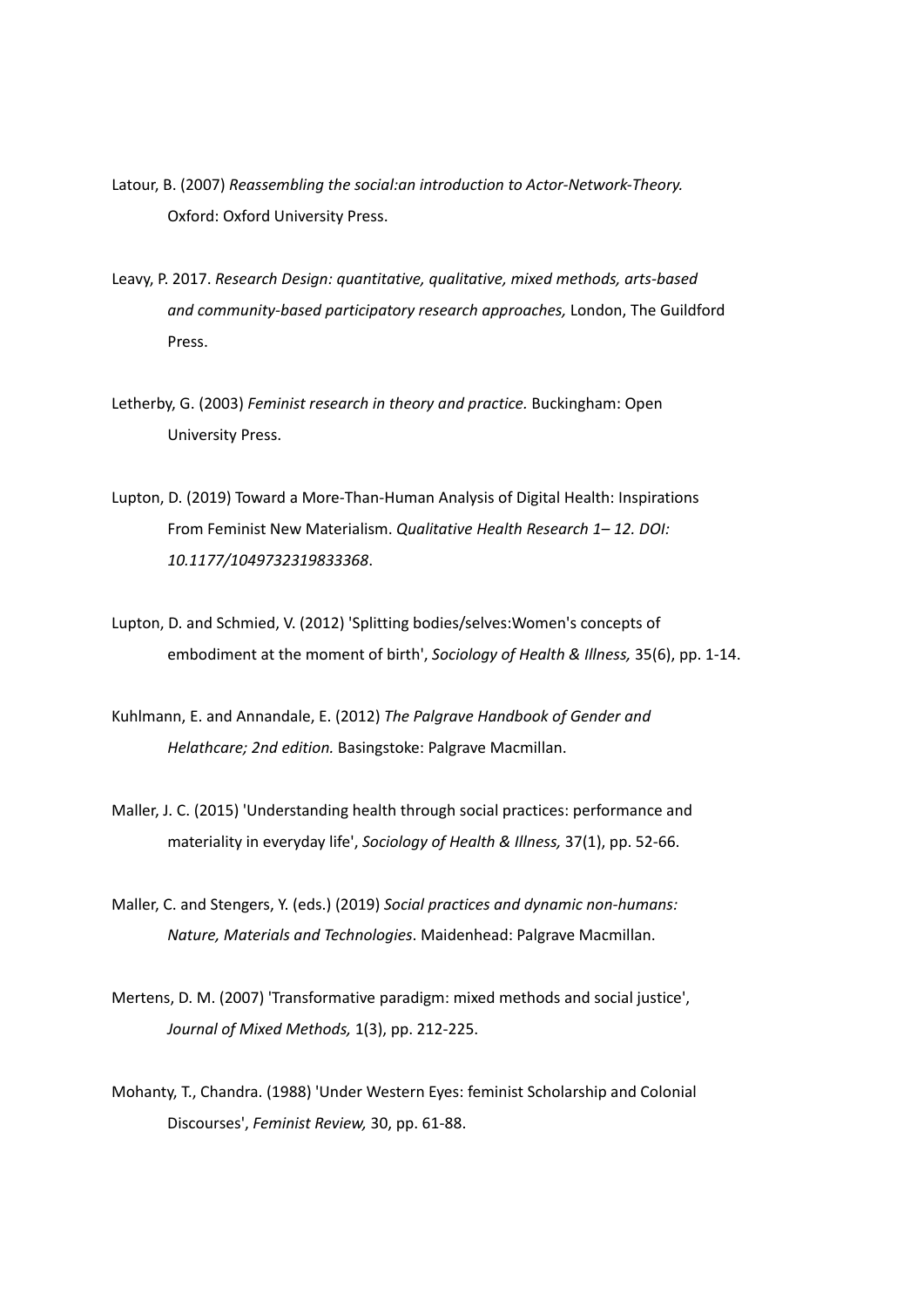Latour, B. (2007) *Reassembling the social:an introduction to Actor-Network-Theory.* Oxford: Oxford University Press.

Leavy, P. 2017. *Research Design: quantitative, qualitative, mixed methods, arts-based and community-based participatory research approaches,* London, The Guildford Press.

Letherby, G. (2003) *Feminist research in theory and practice.* Buckingham: Open University Press.

Lupton, D. (2019) Toward a More-Than-Human Analysis of Digital Health: Inspirations From Feminist New Materialism. *Qualitative Health Research 1– 12. DOI: 10.1177/1049732319833368*.

Lupton, D. and Schmied, V. (2012) 'Splitting bodies/selves:Women's concepts of embodiment at the moment of birth', *Sociology of Health & Illness,* 35(6), pp. 1-14.

Kuhlmann, E. and Annandale, E. (2012) *The Palgrave Handbook of Gender and Helathcare; 2nd edition.* Basingstoke: Palgrave Macmillan.

Maller, J. C. (2015) 'Understanding health through social practices: performance and materiality in everyday life', *Sociology of Health & Illness,* 37(1), pp. 52-66.

Maller, C. and Stengers, Y. (eds.) (2019) *Social practices and dynamic non-humans: Nature, Materials and Technologies*. Maidenhead: Palgrave Macmillan.

Mertens, D. M. (2007) 'Transformative paradigm: mixed methods and social justice', *Journal of Mixed Methods,* 1(3), pp. 212-225.

Mohanty, T., Chandra. (1988) 'Under Western Eyes: feminist Scholarship and Colonial Discourses', *Feminist Review,* 30, pp. 61-88.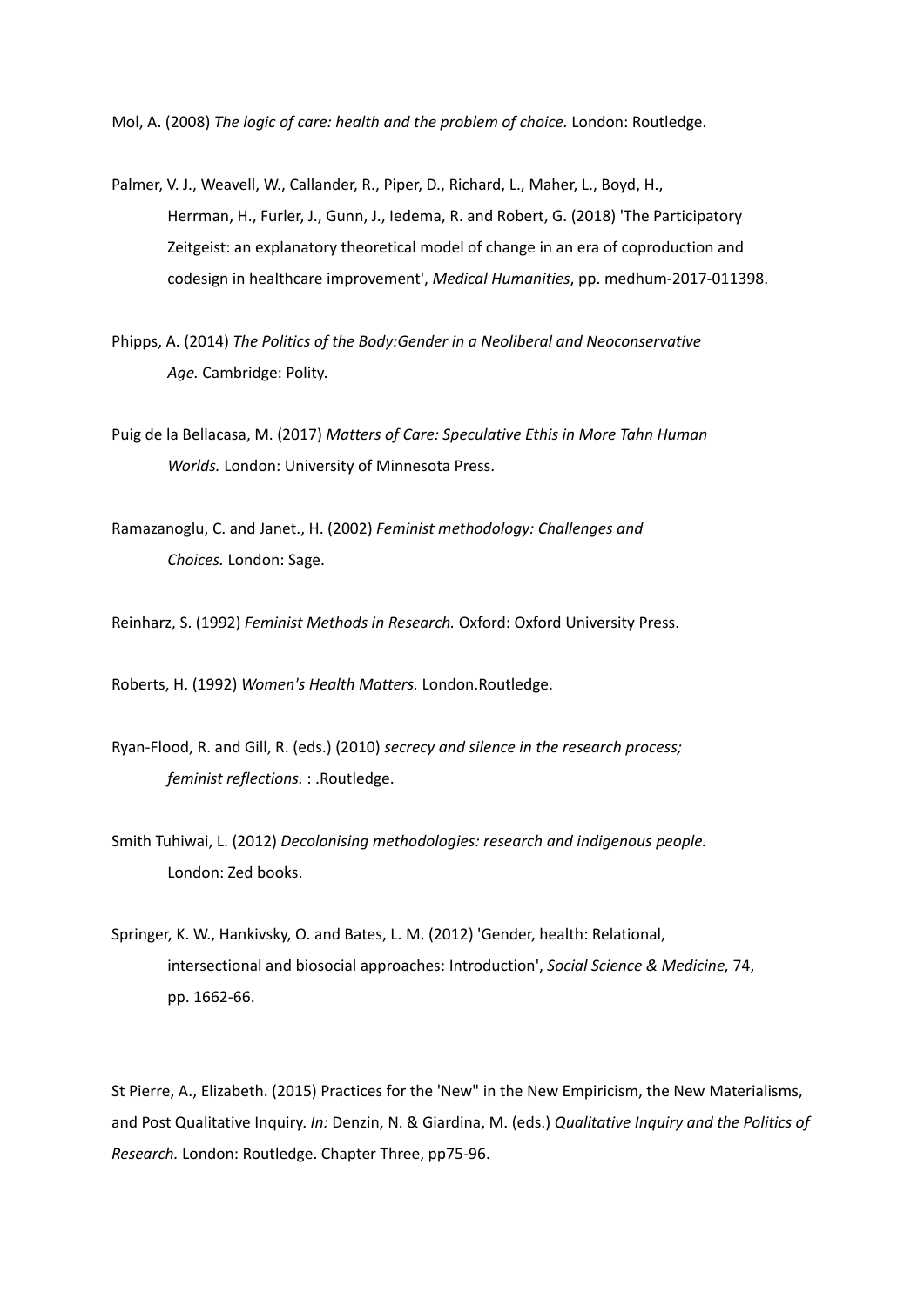Mol, A. (2008) *The logic of care: health and the problem of choice.* London: Routledge.

Palmer, V. J., Weavell, W., Callander, R., Piper, D., Richard, L., Maher, L., Boyd, H., Herrman, H., Furler, J., Gunn, J., Iedema, R. and Robert, G. (2018) 'The Participatory Zeitgeist: an explanatory theoretical model of change in an era of coproduction and codesign in healthcare improvement', *Medical Humanities*, pp. medhum-2017-011398.

Phipps, A. (2014) *The Politics of the Body:Gender in a Neoliberal and Neoconservative Age.* Cambridge: Polity.

Puig de la Bellacasa, M. (2017) *Matters of Care: Speculative Ethis in More Tahn Human Worlds.* London: University of Minnesota Press.

Ramazanoglu, C. and Janet., H. (2002) *Feminist methodology: Challenges and Choices.* London: Sage.

Reinharz, S. (1992) *Feminist Methods in Research.* Oxford: Oxford University Press.

Roberts, H. (1992) *Women's Health Matters.* London.Routledge.

Ryan-Flood, R. and Gill, R. (eds.) (2010) *secrecy and silence in the research process; feminist reflections.* : .Routledge.

Smith Tuhiwai, L. (2012) *Decolonising methodologies: research and indigenous people.* London: Zed books.

Springer, K. W., Hankivsky, O. and Bates, L. M. (2012) 'Gender, health: Relational, intersectional and biosocial approaches: Introduction', *Social Science & Medicine,* 74, pp. 1662-66.

St Pierre, A., Elizabeth. (2015) Practices for the 'New" in the New Empiricism, the New Materialisms, and Post Qualitative Inquiry. *In:* Denzin, N. & Giardina, M. (eds.) *Qualitative Inquiry and the Politics of Research.* London: Routledge. Chapter Three, pp75-96.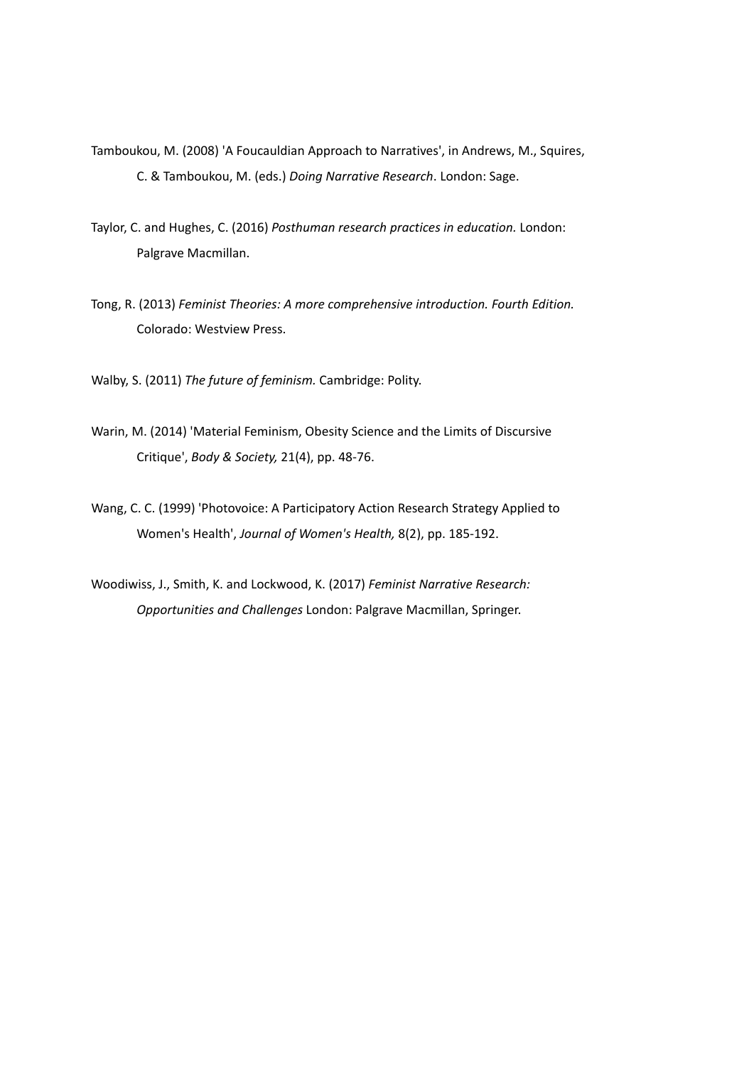Tamboukou, M. (2008) 'A Foucauldian Approach to Narratives', in Andrews, M., Squires, C. & Tamboukou, M. (eds.) *Doing Narrative Research*. London: Sage.

Taylor, C. and Hughes, C. (2016) *Posthuman research practices in education.* London: Palgrave Macmillan.

Tong, R. (2013) *Feminist Theories: A more comprehensive introduction. Fourth Edition.* Colorado: Westview Press.

Walby, S. (2011) *The future of feminism.* Cambridge: Polity.

Warin, M. (2014) 'Material Feminism, Obesity Science and the Limits of Discursive Critique', *Body & Society,* 21(4), pp. 48-76.

Wang, C. C. (1999) 'Photovoice: A Participatory Action Research Strategy Applied to Women's Health', *Journal of Women's Health,* 8(2), pp. 185-192.

Woodiwiss, J., Smith, K. and Lockwood, K. (2017) *Feminist Narrative Research: Opportunities and Challenges* London: Palgrave Macmillan, Springer.